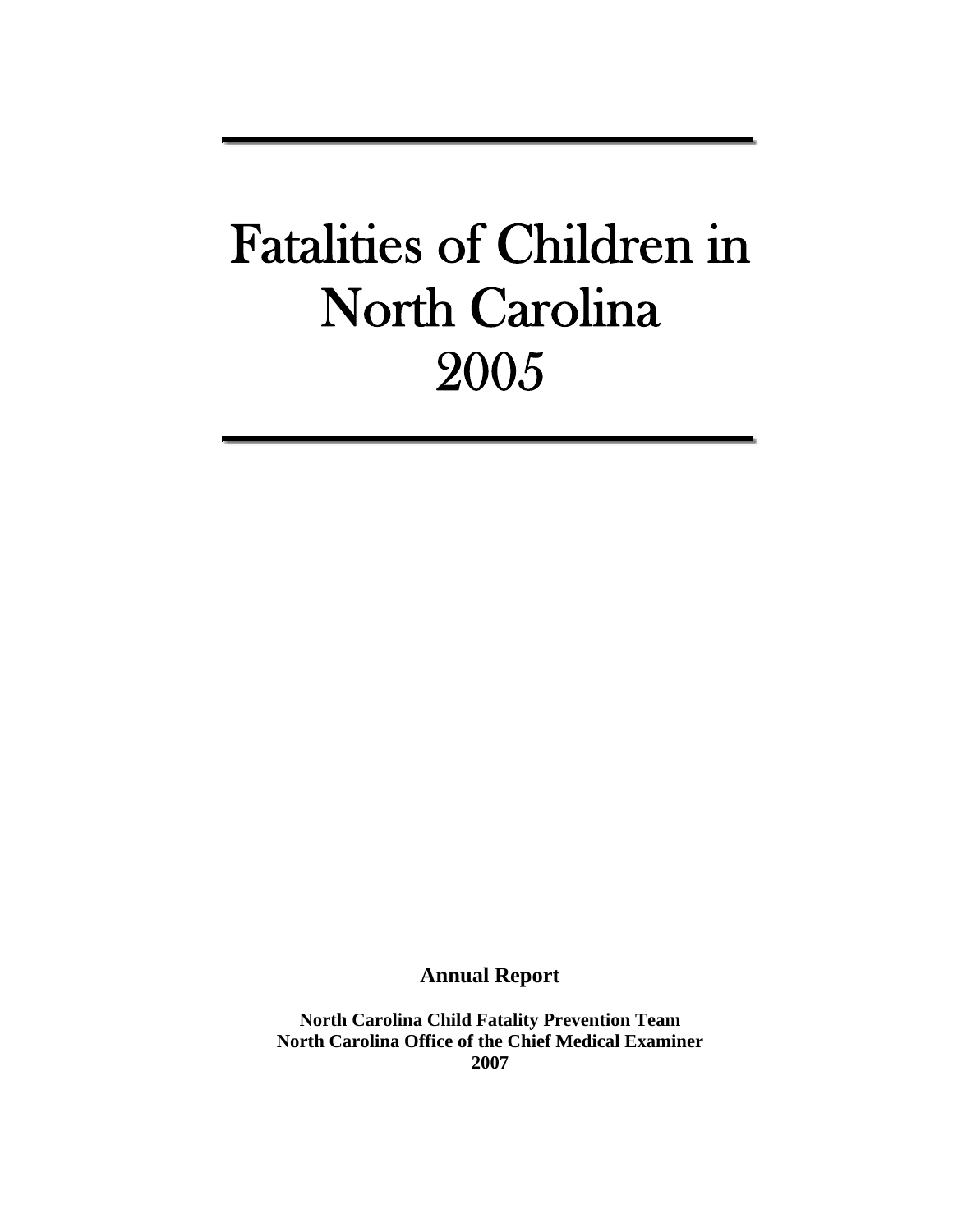# Fatalities of Children in North Carolina 2005

**Annual Report**

**North Carolina Child Fatality Prevention Team**
**North Carolina Office of the Chief Medical Examiner**
**2007**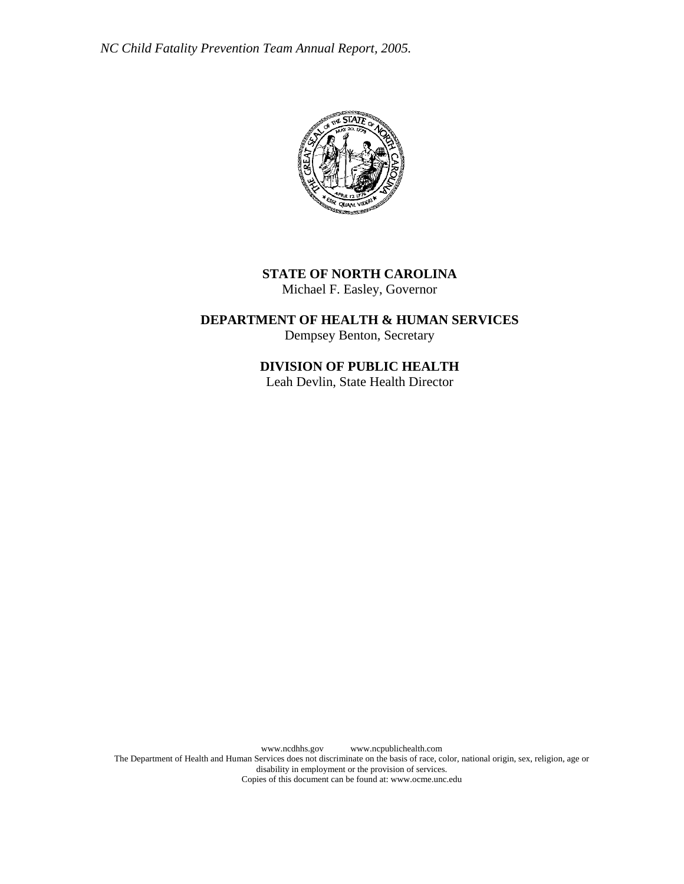**STATE OF NORTH CAROLINA**
Michael F. Easley, Governor

**DEPARTMENT OF HEALTH & HUMAN SERVICES**
Dempsey Benton, Secretary

**DIVISION OF PUBLIC HEALTH**
Leah Devlin, State Health Director

www.ncdhhs.gov www.ncpublichealth.com

The Department of Health and Human Services does not discriminate on the basis of race, color, national origin, sex, religion, age or disability in employment or the provision of services.

Copies of this document can be found at: www.ocme.unc.edu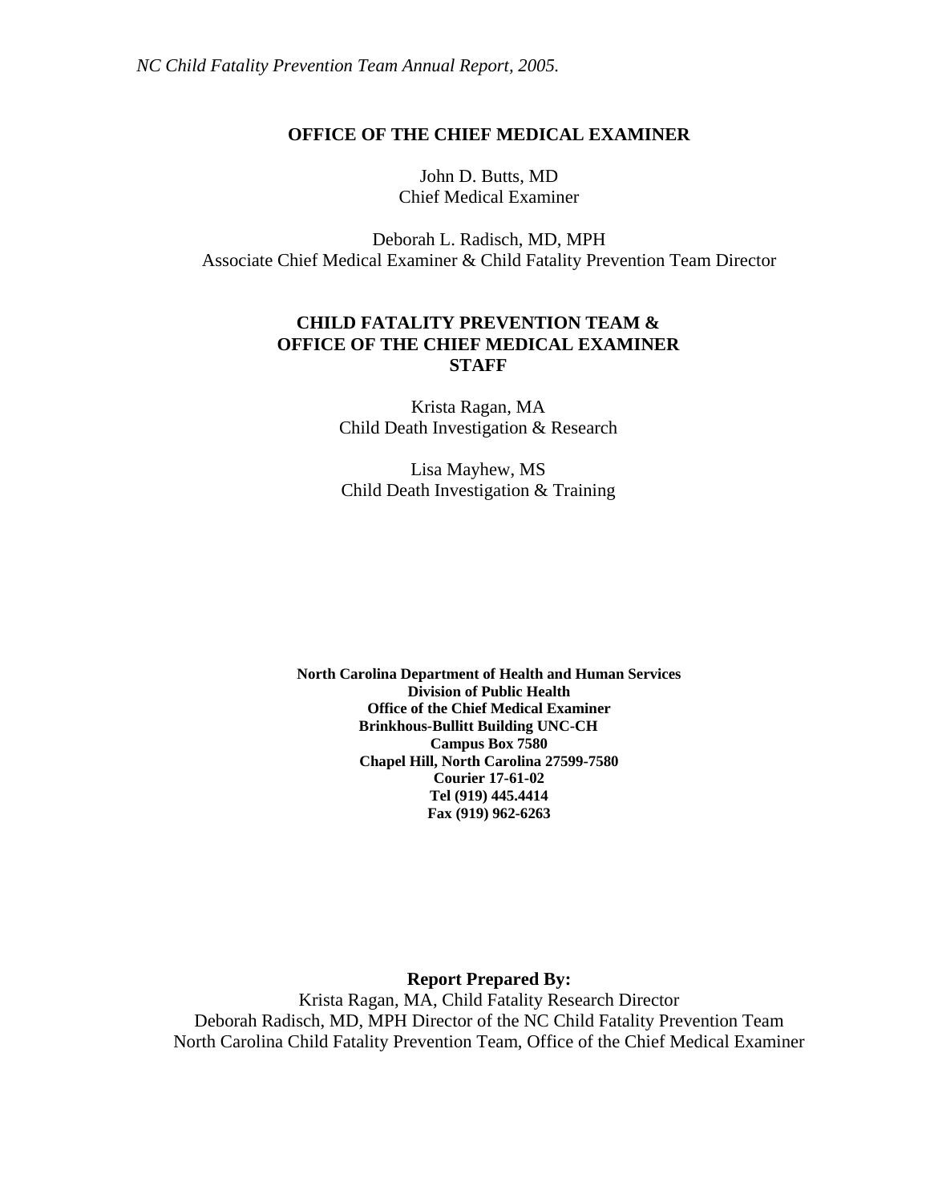*NC Child Fatality Prevention Team Annual Report, 2005.*

## OFFICE OF THE CHIEF MEDICAL EXAMINER

John D. Butts, MD
Chief Medical Examiner

Deborah L. Radisch, MD, MPH
Associate Chief Medical Examiner & Child Fatality Prevention Team Director

## CHILD FATALITY PREVENTION TEAM & OFFICE OF THE CHIEF MEDICAL EXAMINER STAFF

Krista Ragan, MA
Child Death Investigation & Research

Lisa Mayhew, MS
Child Death Investigation & Training

**North Carolina Department of Health and Human Services**
**Division of Public Health**
**Office of the Chief Medical Examiner**
**Brinkhous-Bullitt Building UNC-CH**
**Campus Box 7580**
**Chapel Hill, North Carolina 27599-7580**
**Courier 17-61-02**
**Tel (919) 445.4414**
**Fax (919) 962-6263**

**Report Prepared By:**
Krista Ragan, MA, Child Fatality Research Director
Deborah Radisch, MD, MPH Director of the NC Child Fatality Prevention Team
North Carolina Child Fatality Prevention Team, Office of the Chief Medical Examiner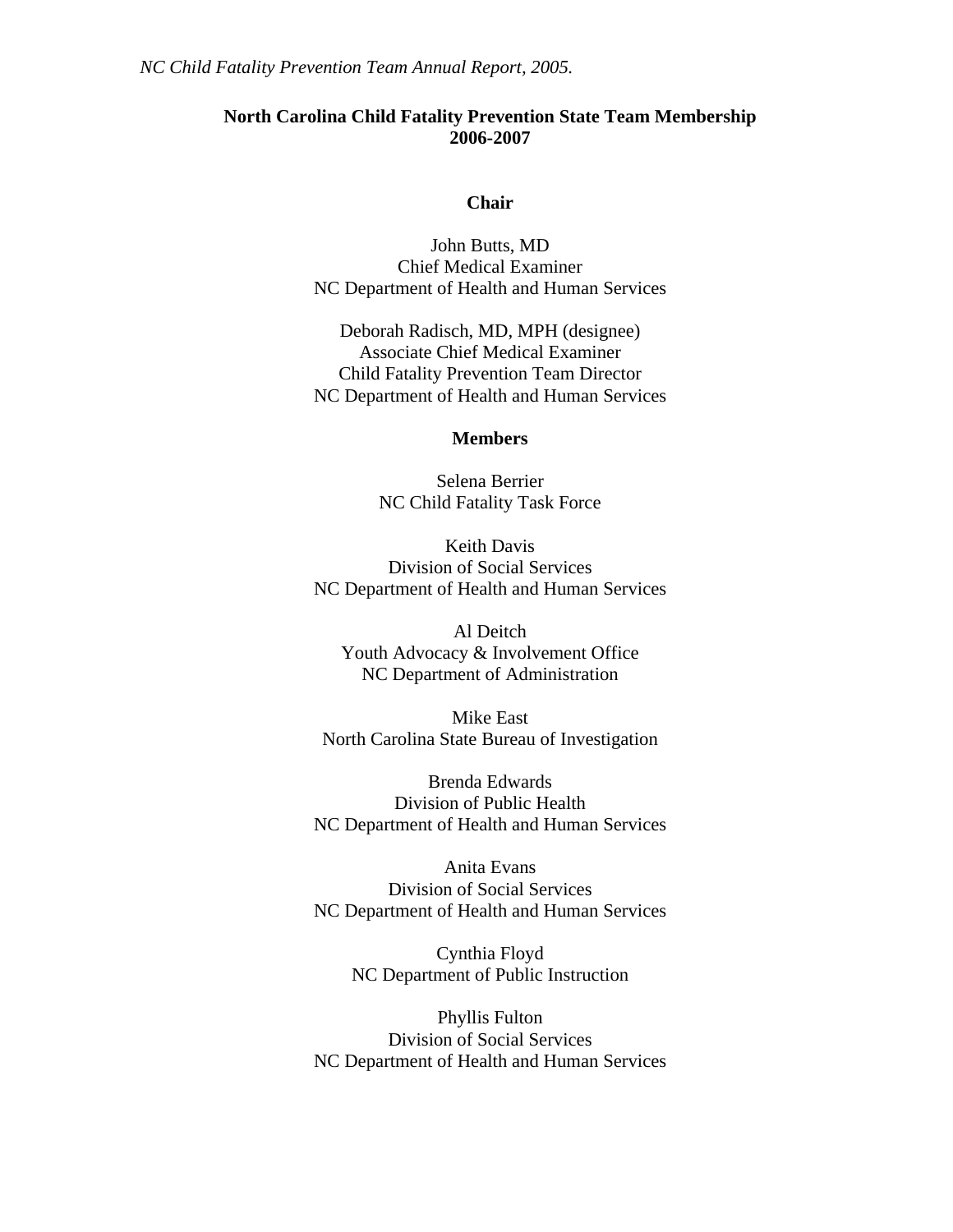## North Carolina Child Fatality Prevention State Team Membership 2006-2007

### Chair

John Butts, MD
Chief Medical Examiner
NC Department of Health and Human Services

Deborah Radisch, MD, MPH (designee)
Associate Chief Medical Examiner
Child Fatality Prevention Team Director
NC Department of Health and Human Services

### Members

Selena Berrier
NC Child Fatality Task Force

Keith Davis
Division of Social Services
NC Department of Health and Human Services

Al Deitch
Youth Advocacy & Involvement Office
NC Department of Administration

Mike East
North Carolina State Bureau of Investigation

Brenda Edwards
Division of Public Health
NC Department of Health and Human Services

Anita Evans
Division of Social Services
NC Department of Health and Human Services

Cynthia Floyd
NC Department of Public Instruction

Phyllis Fulton
Division of Social Services
NC Department of Health and Human Services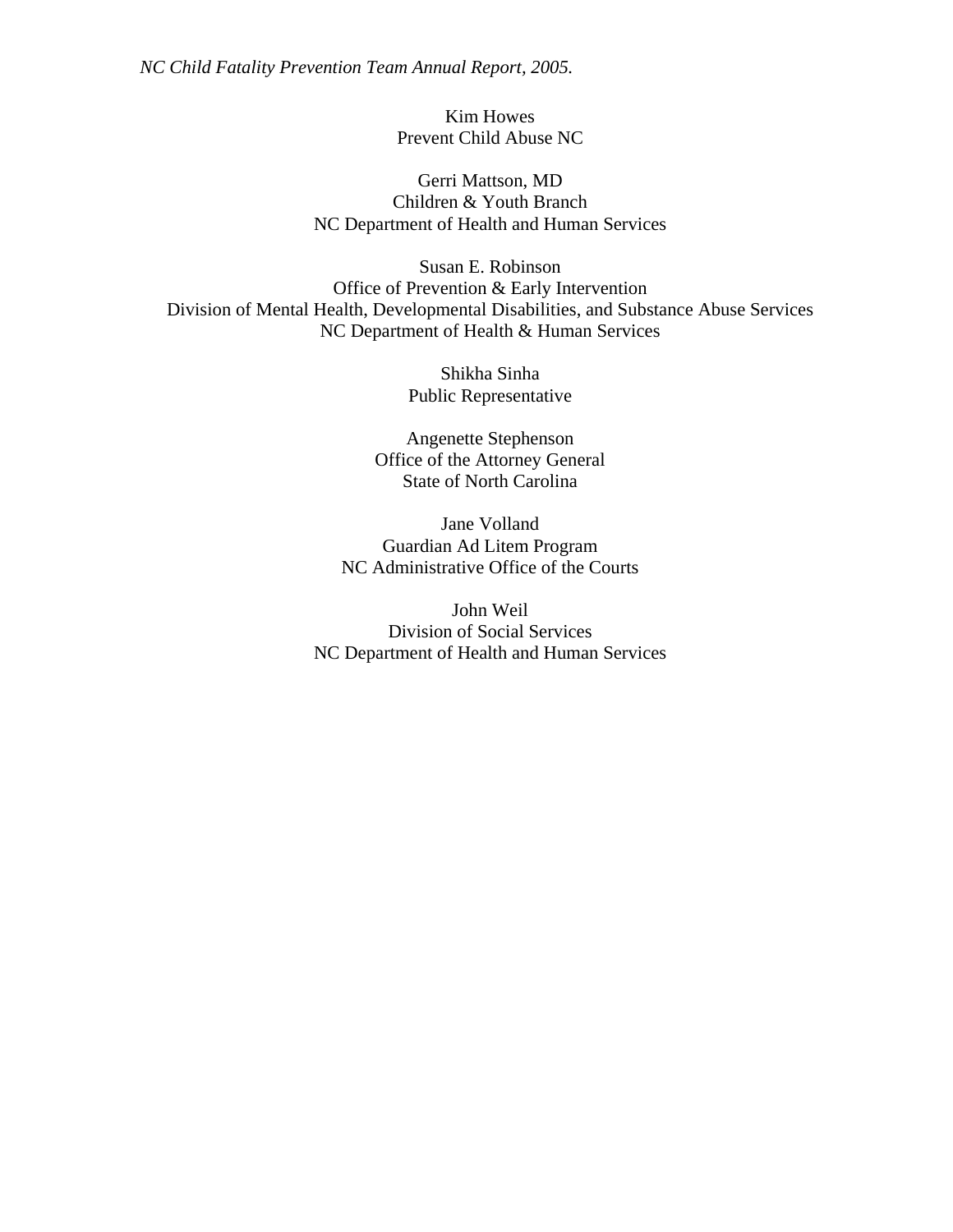Kim Howes
Prevent Child Abuse NC

Gerri Mattson, MD
Children & Youth Branch
NC Department of Health and Human Services

Susan E. Robinson
Office of Prevention & Early Intervention
Division of Mental Health, Developmental Disabilities, and Substance Abuse Services
NC Department of Health & Human Services

Shikha Sinha
Public Representative

Angenette Stephenson
Office of the Attorney General
State of North Carolina

Jane Volland
Guardian Ad Litem Program
NC Administrative Office of the Courts

John Weil
Division of Social Services
NC Department of Health and Human Services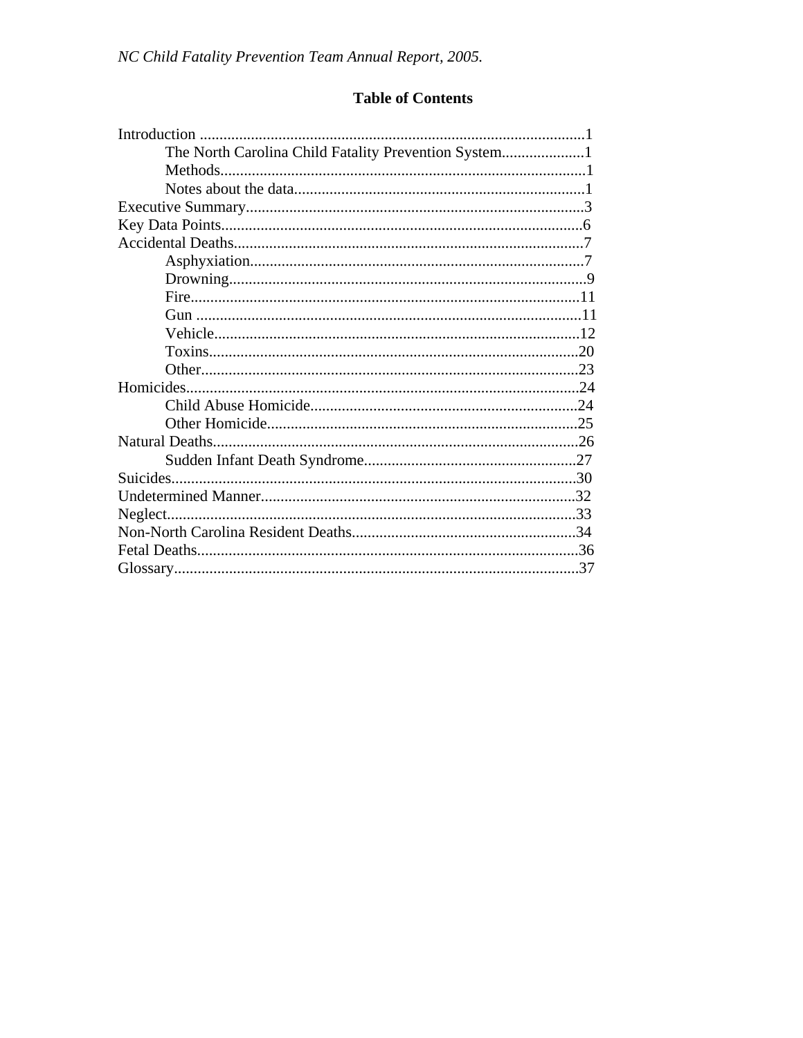*NC Child Fatality Prevention Team Annual Report, 2005.*

## Table of Contents

Introduction ..................................................................................................1
- The North Carolina Child Fatality Prevention System.....................1
- Methods..........................................................................................1
- Notes about the data.........................................................................1

Executive Summary.......................................................................................3
Key Data Points...............................................................................................6
Accidental Deaths..........................................................................................7
- Asphyxiation.....................................................................................7
- Drowning...........................................................................................9
- Fire....................................................................................................11
- Gun ...................................................................................................11
- Vehicle..............................................................................................12
- Toxins................................................................................................20
- Other..................................................................................................23

Homicides......................................................................................................24
- Child Abuse Homicide......................................................................24
- Other Homicide.................................................................................25

Natural Deaths...............................................................................................26
- Sudden Infant Death Syndrome........................................................27

Suicides..........................................................................................................30
Undetermined Manner...................................................................................32
Neglect...........................................................................................................33
Non-North Carolina Resident Deaths............................................................34
Fetal Deaths....................................................................................................36
Glossary..........................................................................................................37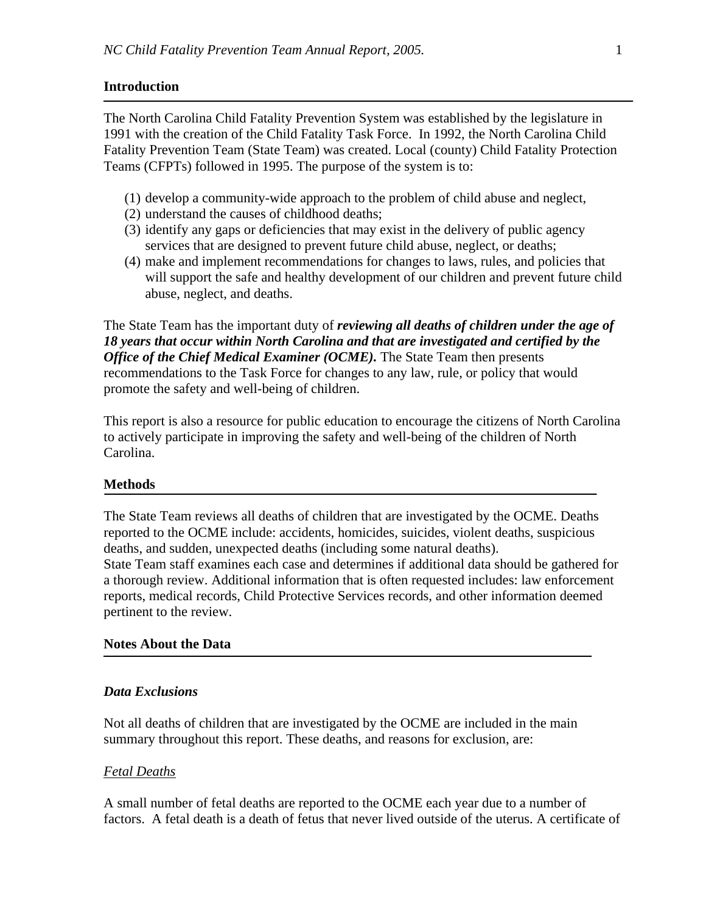## Introduction

The North Carolina Child Fatality Prevention System was established by the legislature in 1991 with the creation of the Child Fatality Task Force. In 1992, the North Carolina Child Fatality Prevention Team (State Team) was created. Local (county) Child Fatality Protection Teams (CFPTs) followed in 1995. The purpose of the system is to:

(1) develop a community-wide approach to the problem of child abuse and neglect,
(2) understand the causes of childhood deaths;
(3) identify any gaps or deficiencies that may exist in the delivery of public agency services that are designed to prevent future child abuse, neglect, or deaths;
(4) make and implement recommendations for changes to laws, rules, and policies that will support the safe and healthy development of our children and prevent future child abuse, neglect, and deaths.

The State Team has the important duty of ***reviewing all deaths of children under the age of 18 years that occur within North Carolina and that are investigated and certified by the Office of the Chief Medical Examiner (OCME).*** The State Team then presents recommendations to the Task Force for changes to any law, rule, or policy that would promote the safety and well-being of children.

This report is also a resource for public education to encourage the citizens of North Carolina to actively participate in improving the safety and well-being of the children of North Carolina.

## Methods

The State Team reviews all deaths of children that are investigated by the OCME. Deaths reported to the OCME include: accidents, homicides, suicides, violent deaths, suspicious deaths, and sudden, unexpected deaths (including some natural deaths).
State Team staff examines each case and determines if additional data should be gathered for a thorough review. Additional information that is often requested includes: law enforcement reports, medical records, Child Protective Services records, and other information deemed pertinent to the review.

## Notes About the Data

### *Data Exclusions*

Not all deaths of children that are investigated by the OCME are included in the main summary throughout this report. These deaths, and reasons for exclusion, are:

#### Fetal Deaths

A small number of fetal deaths are reported to the OCME each year due to a number of factors. A fetal death is a death of fetus that never lived outside of the uterus. A certificate of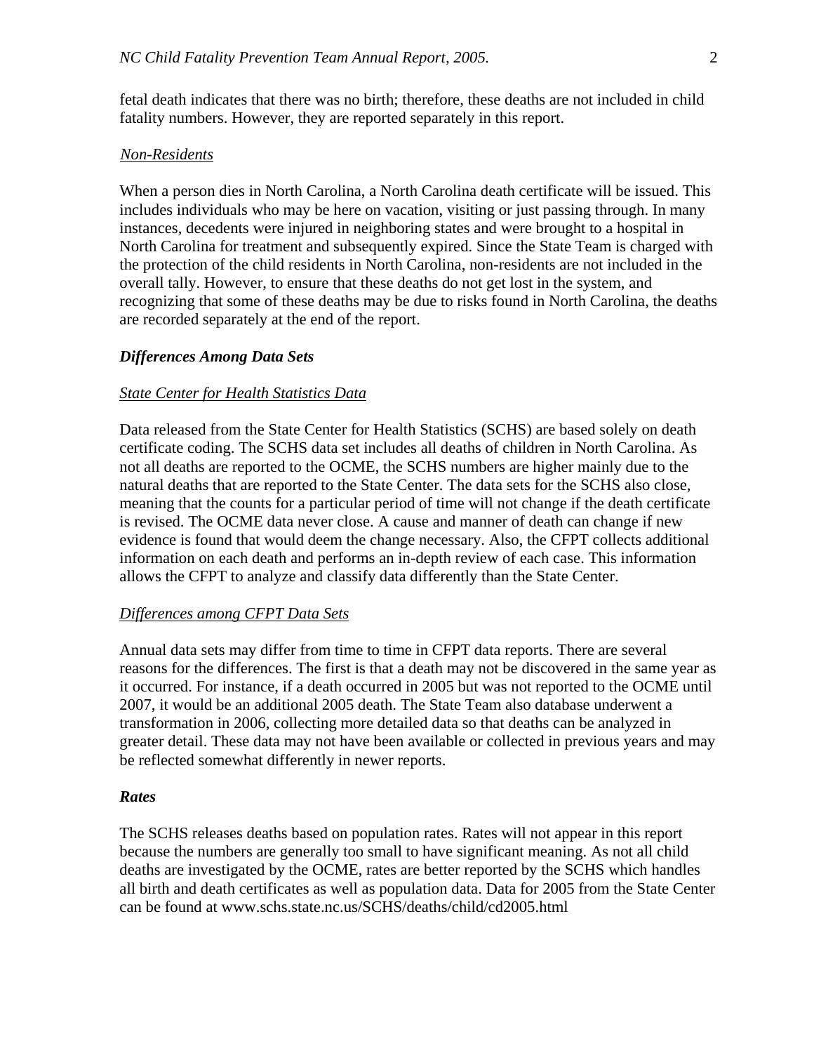fetal death indicates that there was no birth; therefore, these deaths are not included in child fatality numbers. However, they are reported separately in this report.

*Non-Residents*

When a person dies in North Carolina, a North Carolina death certificate will be issued. This includes individuals who may be here on vacation, visiting or just passing through. In many instances, decedents were injured in neighboring states and were brought to a hospital in North Carolina for treatment and subsequently expired. Since the State Team is charged with the protection of the child residents in North Carolina, non-residents are not included in the overall tally. However, to ensure that these deaths do not get lost in the system, and recognizing that some of these deaths may be due to risks found in North Carolina, the deaths are recorded separately at the end of the report.

### *Differences Among Data Sets*

*State Center for Health Statistics Data*

Data released from the State Center for Health Statistics (SCHS) are based solely on death certificate coding. The SCHS data set includes all deaths of children in North Carolina. As not all deaths are reported to the OCME, the SCHS numbers are higher mainly due to the natural deaths that are reported to the State Center. The data sets for the SCHS also close, meaning that the counts for a particular period of time will not change if the death certificate is revised. The OCME data never close. A cause and manner of death can change if new evidence is found that would deem the change necessary. Also, the CFPT collects additional information on each death and performs an in-depth review of each case. This information allows the CFPT to analyze and classify data differently than the State Center.

*Differences among CFPT Data Sets*

Annual data sets may differ from time to time in CFPT data reports. There are several reasons for the differences. The first is that a death may not be discovered in the same year as it occurred. For instance, if a death occurred in 2005 but was not reported to the OCME until 2007, it would be an additional 2005 death. The State Team also database underwent a transformation in 2006, collecting more detailed data so that deaths can be analyzed in greater detail. These data may not have been available or collected in previous years and may be reflected somewhat differently in newer reports.

### *Rates*

The SCHS releases deaths based on population rates. Rates will not appear in this report because the numbers are generally too small to have significant meaning. As not all child deaths are investigated by the OCME, rates are better reported by the SCHS which handles all birth and death certificates as well as population data. Data for 2005 from the State Center can be found at www.schs.state.nc.us/SCHS/deaths/child/cd2005.html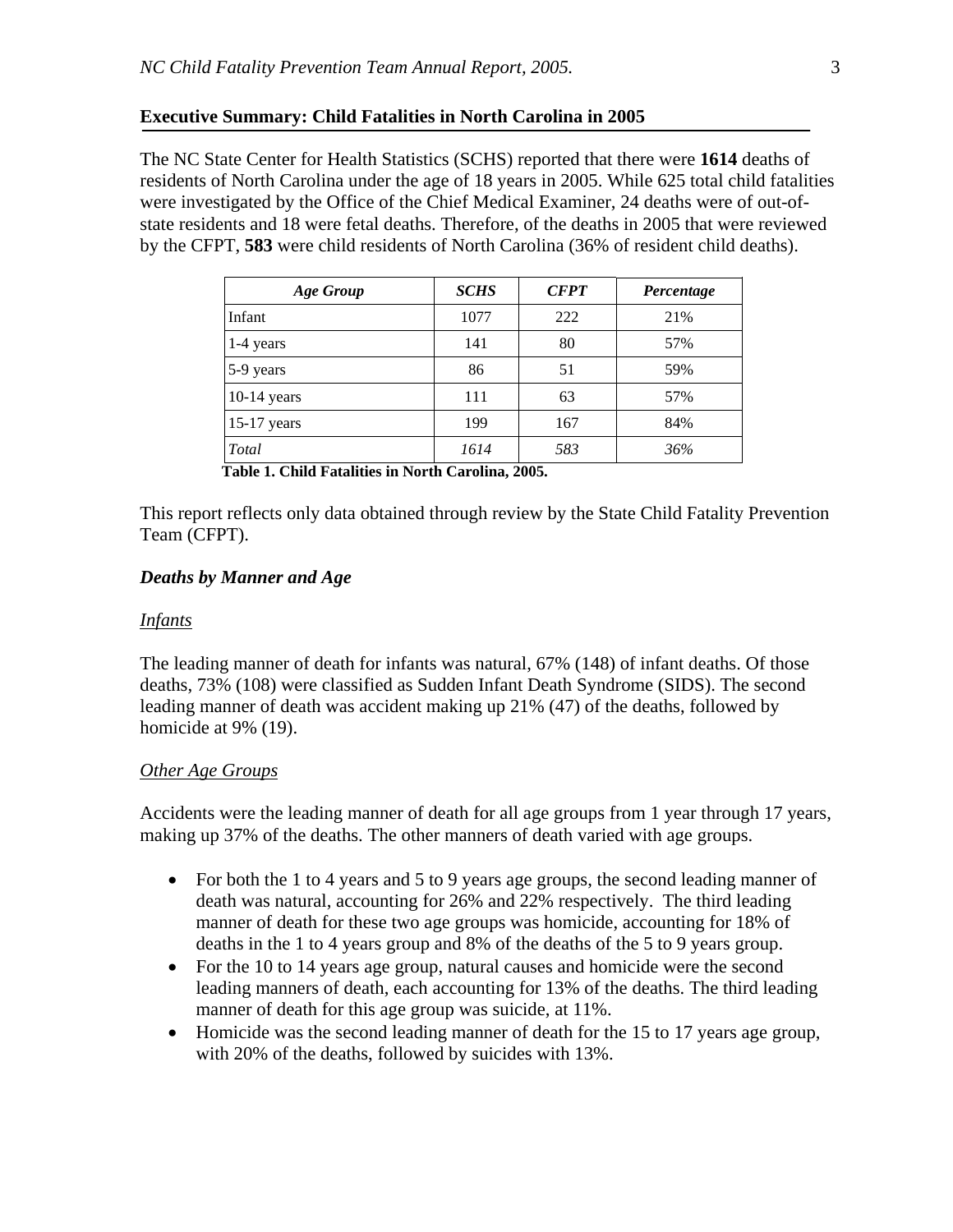## Executive Summary: Child Fatalities in North Carolina in 2005

The NC State Center for Health Statistics (SCHS) reported that there were **1614** deaths of residents of North Carolina under the age of 18 years in 2005. While 625 total child fatalities were investigated by the Office of the Chief Medical Examiner, 24 deaths were of out-of-state residents and 18 were fetal deaths. Therefore, of the deaths in 2005 that were reviewed by the CFPT, **583** were child residents of North Carolina (36% of resident child deaths).

| *Age Group* | *SCHS* | *CFPT* | *Percentage* |
|---|---|---|---|
| Infant | 1077 | 222 | 21% |
| 1-4 years | 141 | 80 | 57% |
| 5-9 years | 86 | 51 | 59% |
| 10-14 years | 111 | 63 | 57% |
| 15-17 years | 199 | 167 | 84% |
| *Total* | *1614* | *583* | *36%* |

**Table 1. Child Fatalities in North Carolina, 2005.**

This report reflects only data obtained through review by the State Child Fatality Prevention Team (CFPT).

### *Deaths by Manner and Age*

#### *Infants*

The leading manner of death for infants was natural, 67% (148) of infant deaths. Of those deaths, 73% (108) were classified as Sudden Infant Death Syndrome (SIDS). The second leading manner of death was accident making up 21% (47) of the deaths, followed by homicide at 9% (19).

#### *Other Age Groups*

Accidents were the leading manner of death for all age groups from 1 year through 17 years, making up 37% of the deaths. The other manners of death varied with age groups.

- For both the 1 to 4 years and 5 to 9 years age groups, the second leading manner of death was natural, accounting for 26% and 22% respectively. The third leading manner of death for these two age groups was homicide, accounting for 18% of deaths in the 1 to 4 years group and 8% of the deaths of the 5 to 9 years group.
- For the 10 to 14 years age group, natural causes and homicide were the second leading manners of death, each accounting for 13% of the deaths. The third leading manner of death for this age group was suicide, at 11%.
- Homicide was the second leading manner of death for the 15 to 17 years age group, with 20% of the deaths, followed by suicides with 13%.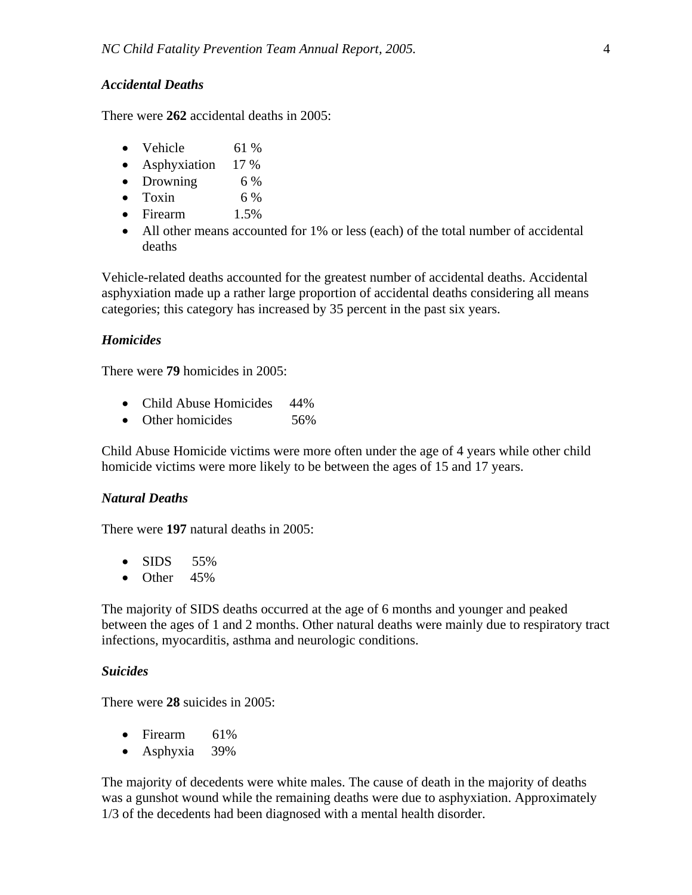### *Accidental Deaths*

There were **262** accidental deaths in 2005:

- Vehicle 61 %
- Asphyxiation 17 %
- Drowning 6 %
- Toxin 6 %
- Firearm 1.5%
- All other means accounted for 1% or less (each) of the total number of accidental deaths

Vehicle-related deaths accounted for the greatest number of accidental deaths. Accidental asphyxiation made up a rather large proportion of accidental deaths considering all means categories; this category has increased by 35 percent in the past six years.

### *Homicides*

There were **79** homicides in 2005:

- Child Abuse Homicides 44%
- Other homicides 56%

Child Abuse Homicide victims were more often under the age of 4 years while other child homicide victims were more likely to be between the ages of 15 and 17 years.

### *Natural Deaths*

There were **197** natural deaths in 2005:

- SIDS 55%
- Other 45%

The majority of SIDS deaths occurred at the age of 6 months and younger and peaked between the ages of 1 and 2 months. Other natural deaths were mainly due to respiratory tract infections, myocarditis, asthma and neurologic conditions.

### *Suicides*

There were **28** suicides in 2005:

- Firearm 61%
- Asphyxia 39%

The majority of decedents were white males. The cause of death in the majority of deaths was a gunshot wound while the remaining deaths were due to asphyxiation. Approximately 1/3 of the decedents had been diagnosed with a mental health disorder.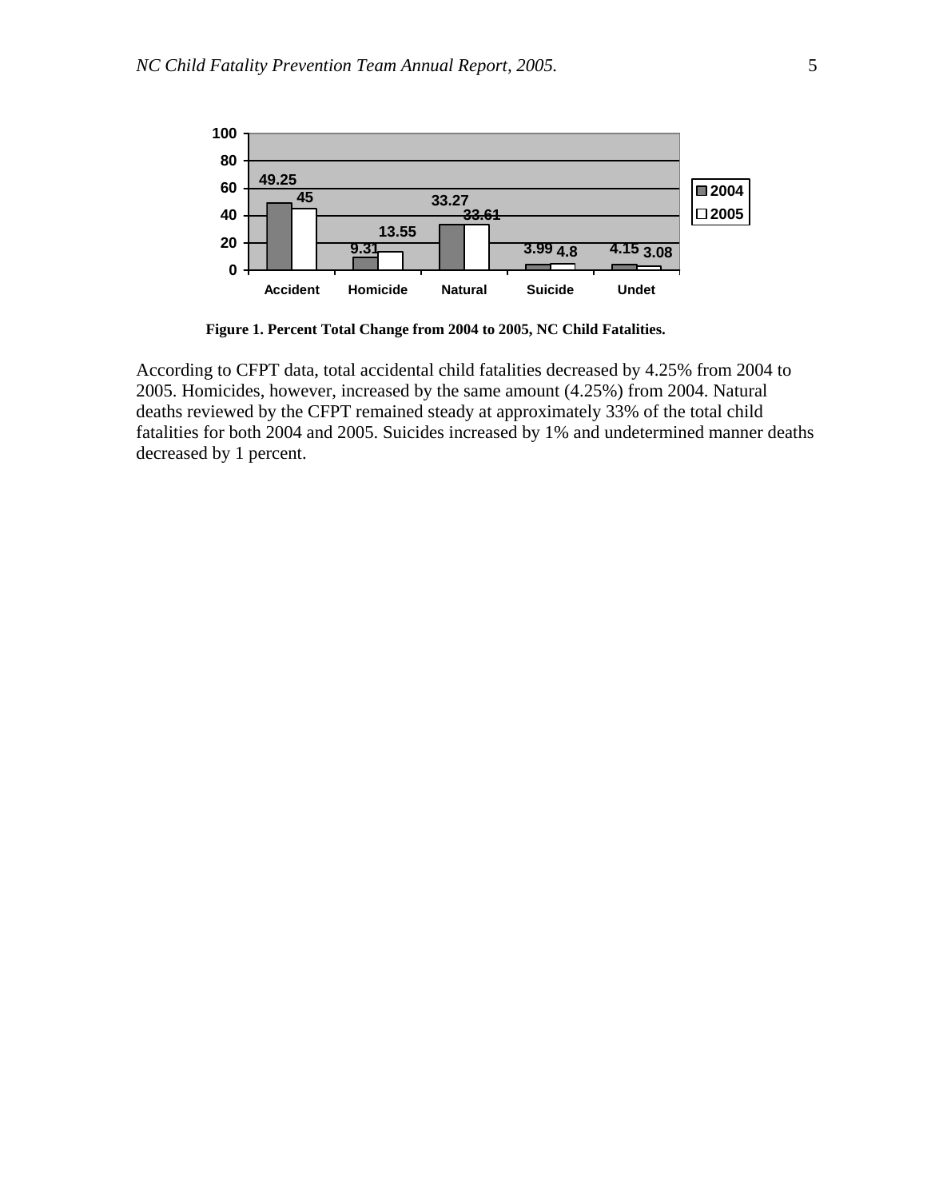| | Accident | Homicide | Natural | Suicide | Undet |
|---|---|---|---|---|---|
| 2004 | 49.25 | 9.31 | 33.27 | 3.99 | 4.15 |
| 2005 | 45 | 13.55 | 33.61 | 4.8 | 3.08 |

**Figure 1. Percent Total Change from 2004 to 2005, NC Child Fatalities.**

According to CFPT data, total accidental child fatalities decreased by 4.25% from 2004 to 2005. Homicides, however, increased by the same amount (4.25%) from 2004. Natural deaths reviewed by the CFPT remained steady at approximately 33% of the total child fatalities for both 2004 and 2005. Suicides increased by 1% and undetermined manner deaths decreased by 1 percent.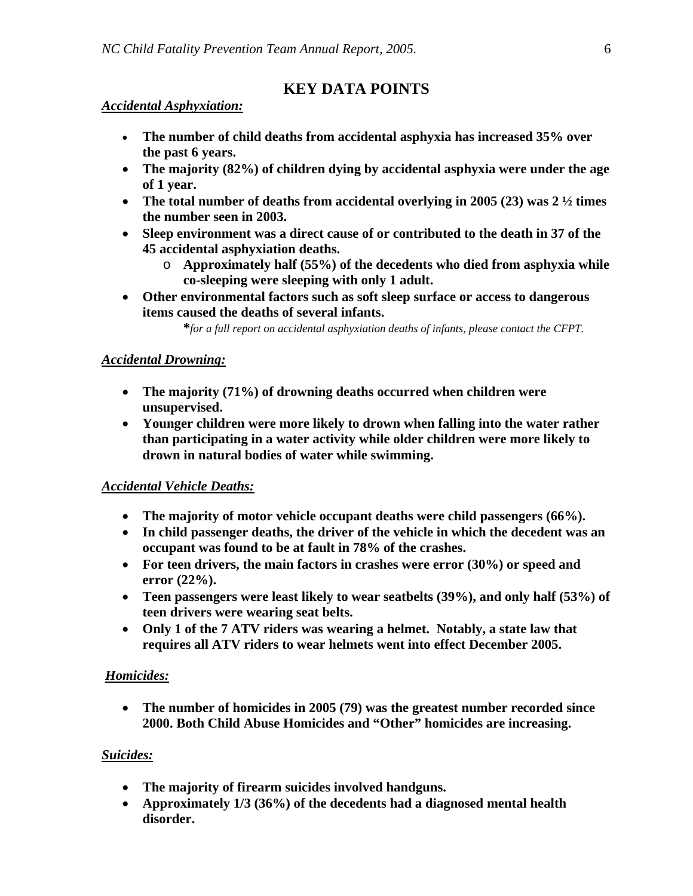# KEY DATA POINTS

***Accidental Asphyxiation:***

- **The number of child deaths from accidental asphyxia has increased 35% over the past 6 years.**
- **The majority (82%) of children dying by accidental asphyxia were under the age of 1 year.**
- **The total number of deaths from accidental overlying in 2005 (23) was 2 ½ times the number seen in 2003.**
- **Sleep environment was a direct cause of or contributed to the death in 37 of the 45 accidental asphyxiation deaths.**
  - **Approximately half (55%) of the decedents who died from asphyxia while co-sleeping were sleeping with only 1 adult.**
- **Other environmental factors such as soft sleep surface or access to dangerous items caused the deaths of several infants.**

**\****for a full report on accidental asphyxiation deaths of infants, please contact the CFPT.*

***Accidental Drowning:***

- **The majority (71%) of drowning deaths occurred when children were unsupervised.**
- **Younger children were more likely to drown when falling into the water rather than participating in a water activity while older children were more likely to drown in natural bodies of water while swimming.**

***Accidental Vehicle Deaths:***

- **The majority of motor vehicle occupant deaths were child passengers (66%).**
- **In child passenger deaths, the driver of the vehicle in which the decedent was an occupant was found to be at fault in 78% of the crashes.**
- **For teen drivers, the main factors in crashes were error (30%) or speed and error (22%).**
- **Teen passengers were least likely to wear seatbelts (39%), and only half (53%) of teen drivers were wearing seat belts.**
- **Only 1 of the 7 ATV riders was wearing a helmet. Notably, a state law that requires all ATV riders to wear helmets went into effect December 2005.**

***Homicides:***

- **The number of homicides in 2005 (79) was the greatest number recorded since 2000. Both Child Abuse Homicides and "Other" homicides are increasing.**

***Suicides:***

- **The majority of firearm suicides involved handguns.**
- **Approximately 1/3 (36%) of the decedents had a diagnosed mental health disorder.**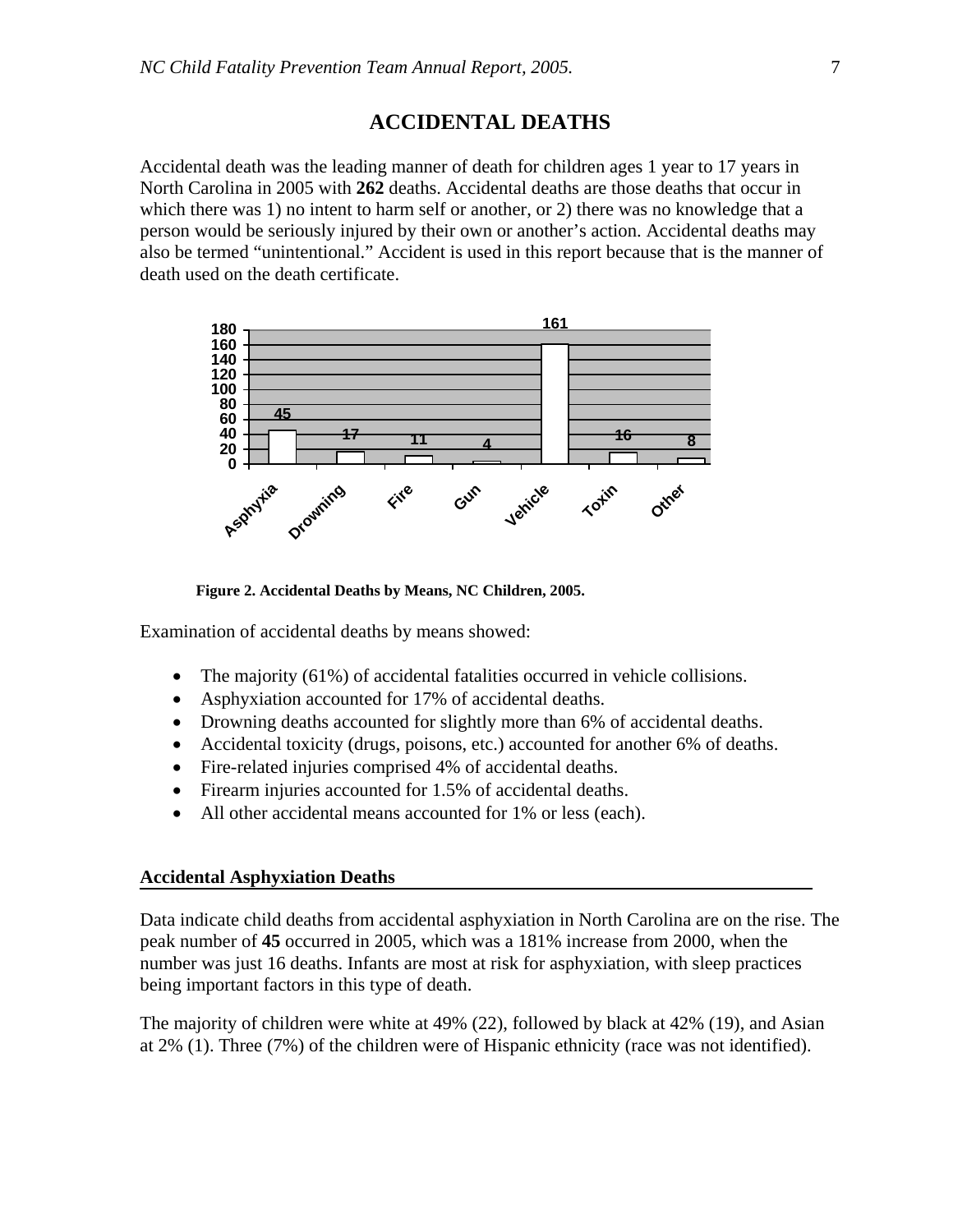# ACCIDENTAL DEATHS

Accidental death was the leading manner of death for children ages 1 year to 17 years in North Carolina in 2005 with **262** deaths. Accidental deaths are those deaths that occur in which there was 1) no intent to harm self or another, or 2) there was no knowledge that a person would be seriously injured by their own or another's action. Accidental deaths may also be termed "unintentional." Accident is used in this report because that is the manner of death used on the death certificate.

| Asphyxia | Drowning | Fire | Gun | Vehicle | Toxin | Other |
|---|---|---|---|---|---|---|
| 45 | 17 | 11 | 4 | 161 | 16 | 8 |

**Figure 2. Accidental Deaths by Means, NC Children, 2005.**

Examination of accidental deaths by means showed:

- The majority (61%) of accidental fatalities occurred in vehicle collisions.
- Asphyxiation accounted for 17% of accidental deaths.
- Drowning deaths accounted for slightly more than 6% of accidental deaths.
- Accidental toxicity (drugs, poisons, etc.) accounted for another 6% of deaths.
- Fire-related injuries comprised 4% of accidental deaths.
- Firearm injuries accounted for 1.5% of accidental deaths.
- All other accidental means accounted for 1% or less (each).

## Accidental Asphyxiation Deaths

Data indicate child deaths from accidental asphyxiation in North Carolina are on the rise. The peak number of **45** occurred in 2005, which was a 181% increase from 2000, when the number was just 16 deaths. Infants are most at risk for asphyxiation, with sleep practices being important factors in this type of death.

The majority of children were white at 49% (22), followed by black at 42% (19), and Asian at 2% (1). Three (7%) of the children were of Hispanic ethnicity (race was not identified).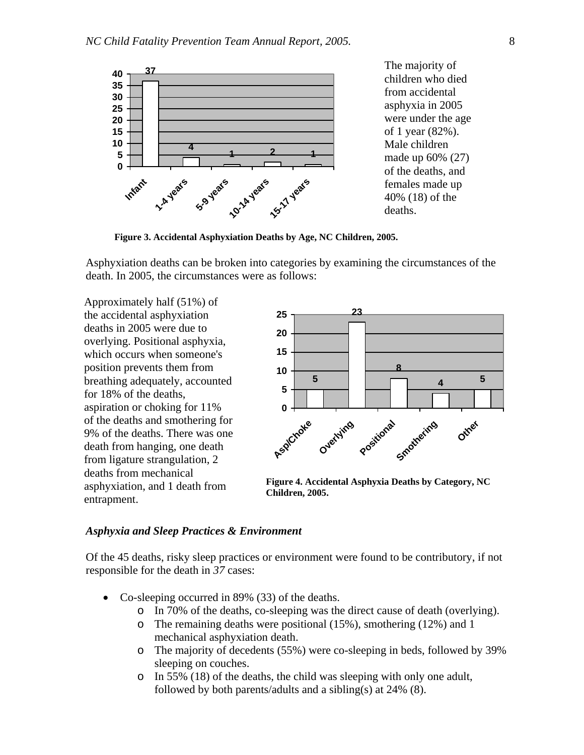The majority of children who died from accidental asphyxia in 2005 were under the age of 1 year (82%). Male children made up 60% (27) of the deaths, and females made up 40% (18) of the deaths.

| Age | Deaths |
| --- | --- |
| Infant | 37 |
| 1-4 years | 4 |
| 5-9 years | 1 |
| 10-14 years | 2 |
| 15-17 years | 1 |

**Figure 3. Accidental Asphyxiation Deaths by Age, NC Children, 2005.**

Asphyxiation deaths can be broken into categories by examining the circumstances of the death. In 2005, the circumstances were as follows:

Approximately half (51%) of the accidental asphyxiation deaths in 2005 were due to overlying. Positional asphyxia, which occurs when someone's position prevents them from breathing adequately, accounted for 18% of the deaths, aspiration or choking for 11% of the deaths and smothering for 9% of the deaths. There was one death from hanging, one death from ligature strangulation, 2 deaths from mechanical asphyxiation, and 1 death from entrapment.

| Category | Deaths |
| --- | --- |
| Asp/Choke | 5 |
| Overlying | 23 |
| Positional | 8 |
| Smothering | 4 |
| Other | 5 |

**Figure 4. Accidental Asphyxia Deaths by Category, NC Children, 2005.**

### *Asphyxia and Sleep Practices & Environment*

Of the 45 deaths, risky sleep practices or environment were found to be contributory, if not responsible for the death in *37* cases:

- Co-sleeping occurred in 89% (33) of the deaths.
  - In 70% of the deaths, co-sleeping was the direct cause of death (overlying).
  - The remaining deaths were positional (15%), smothering (12%) and 1 mechanical asphyxiation death.
  - The majority of decedents (55%) were co-sleeping in beds, followed by 39% sleeping on couches.
  - In 55% (18) of the deaths, the child was sleeping with only one adult, followed by both parents/adults and a sibling(s) at 24% (8).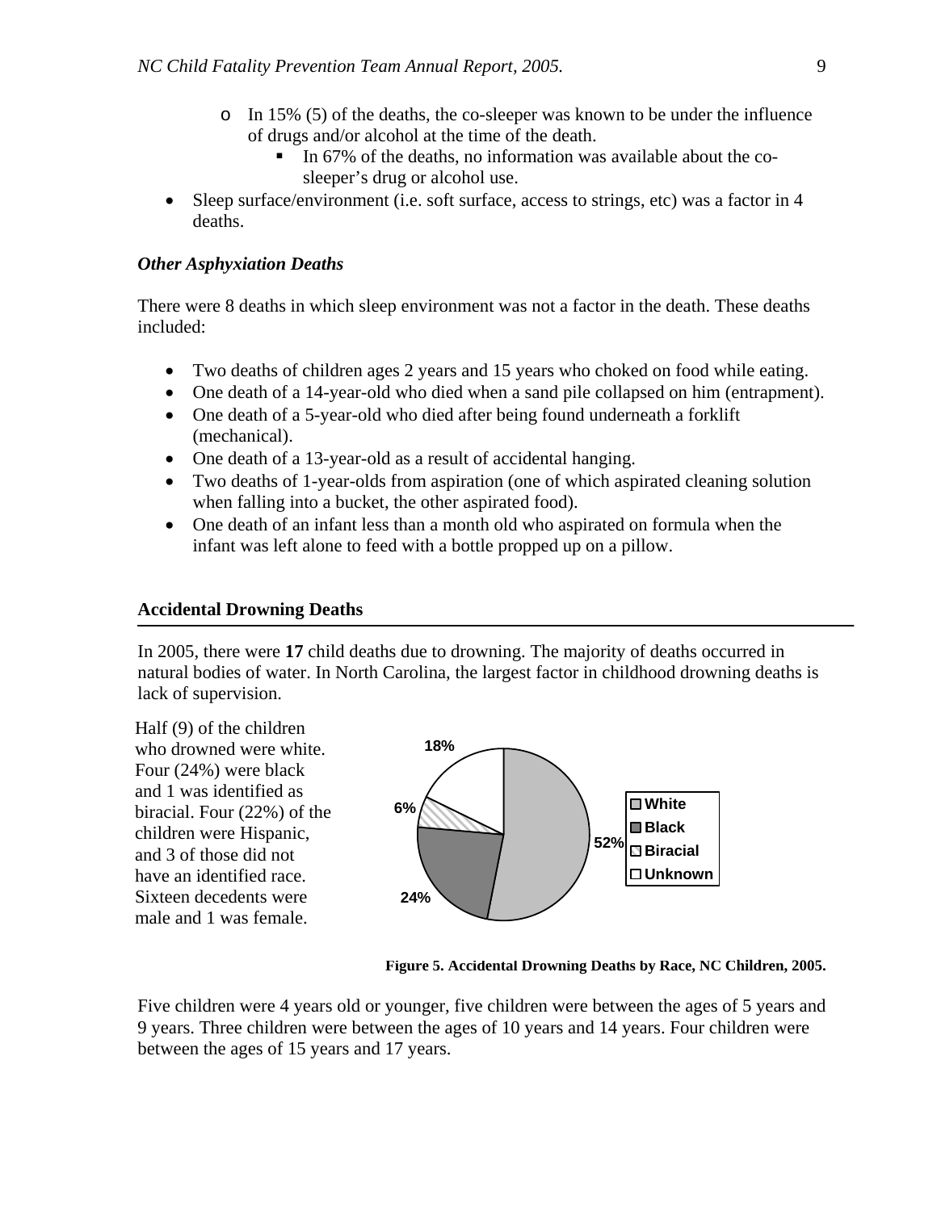- In 15% (5) of the deaths, the co-sleeper was known to be under the influence of drugs and/or alcohol at the time of the death.
  - In 67% of the deaths, no information was available about the co-sleeper's drug or alcohol use.
- Sleep surface/environment (i.e. soft surface, access to strings, etc) was a factor in 4 deaths.

### *Other Asphyxiation Deaths*

There were 8 deaths in which sleep environment was not a factor in the death. These deaths included:

- Two deaths of children ages 2 years and 15 years who choked on food while eating.
- One death of a 14-year-old who died when a sand pile collapsed on him (entrapment).
- One death of a 5-year-old who died after being found underneath a forklift (mechanical).
- One death of a 13-year-old as a result of accidental hanging.
- Two deaths of 1-year-olds from aspiration (one of which aspirated cleaning solution when falling into a bucket, the other aspirated food).
- One death of an infant less than a month old who aspirated on formula when the infant was left alone to feed with a bottle propped up on a pillow.

## Accidental Drowning Deaths

In 2005, there were **17** child deaths due to drowning. The majority of deaths occurred in natural bodies of water. In North Carolina, the largest factor in childhood drowning deaths is lack of supervision.

Half (9) of the children who drowned were white. Four (24%) were black and 1 was identified as biracial. Four (22%) of the children were Hispanic, and 3 of those did not have an identified race. Sixteen decedents were male and 1 was female.

| Race | Percent |
| --- | --- |
| White | 52% |
| Black | 24% |
| Biracial | 6% |
| Unknown | 18% |

**Figure 5. Accidental Drowning Deaths by Race, NC Children, 2005.**

Five children were 4 years old or younger, five children were between the ages of 5 years and 9 years. Three children were between the ages of 10 years and 14 years. Four children were between the ages of 15 years and 17 years.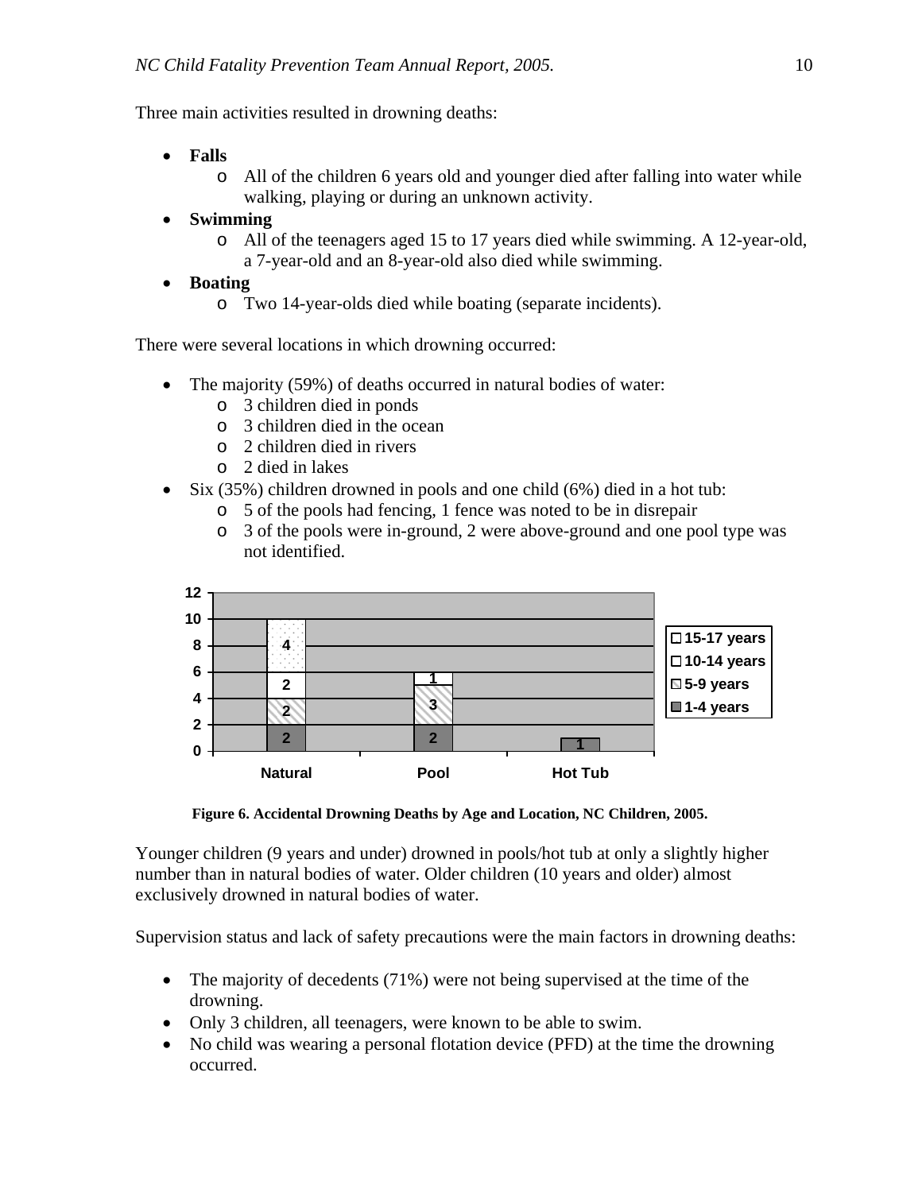Three main activities resulted in drowning deaths:

- **Falls**
    - All of the children 6 years old and younger died after falling into water while walking, playing or during an unknown activity.
- **Swimming**
    - All of the teenagers aged 15 to 17 years died while swimming. A 12-year-old, a 7-year-old and an 8-year-old also died while swimming.
- **Boating**
    - Two 14-year-olds died while boating (separate incidents).

There were several locations in which drowning occurred:

- The majority (59%) of deaths occurred in natural bodies of water:
    - 3 children died in ponds
    - 3 children died in the ocean
    - 2 children died in rivers
    - 2 died in lakes
- Six (35%) children drowned in pools and one child (6%) died in a hot tub:
    - 5 of the pools had fencing, 1 fence was noted to be in disrepair
    - 3 of the pools were in-ground, 2 were above-ground and one pool type was not identified.

**Figure 6. Accidental Drowning Deaths by Age and Location, NC Children, 2005.**

Younger children (9 years and under) drowned in pools/hot tub at only a slightly higher number than in natural bodies of water. Older children (10 years and older) almost exclusively drowned in natural bodies of water.

Supervision status and lack of safety precautions were the main factors in drowning deaths:

- The majority of decedents (71%) were not being supervised at the time of the drowning.
- Only 3 children, all teenagers, were known to be able to swim.
- No child was wearing a personal flotation device (PFD) at the time the drowning occurred.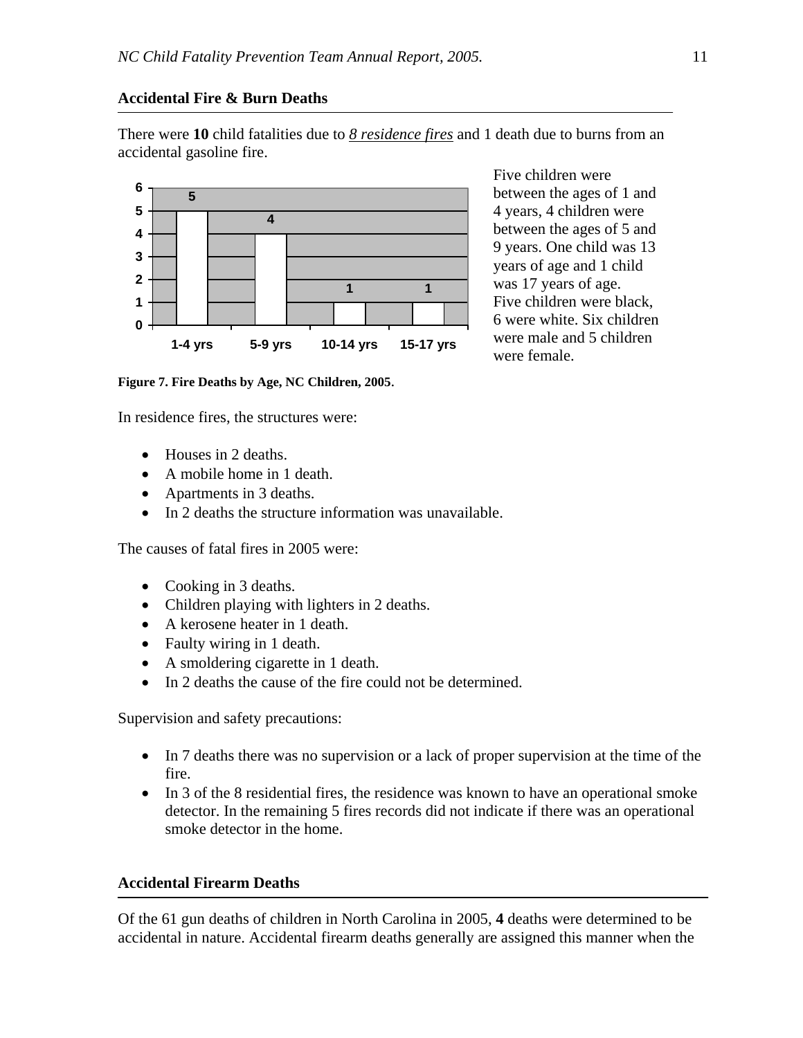## Accidental Fire & Burn Deaths

There were **10** child fatalities due to *8 residence fires* and 1 death due to burns from an accidental gasoline fire.

| Age | Deaths |
|---|---|
| 1-4 yrs | 5 |
| 5-9 yrs | 4 |
| 10-14 yrs | 1 |
| 15-17 yrs | 1 |

**Figure 7. Fire Deaths by Age, NC Children, 2005.**

Five children were between the ages of 1 and 4 years, 4 children were between the ages of 5 and 9 years. One child was 13 years of age and 1 child was 17 years of age. Five children were black, 6 were white. Six children were male and 5 children were female.

In residence fires, the structures were:

- Houses in 2 deaths.
- A mobile home in 1 death.
- Apartments in 3 deaths.
- In 2 deaths the structure information was unavailable.

The causes of fatal fires in 2005 were:

- Cooking in 3 deaths.
- Children playing with lighters in 2 deaths.
- A kerosene heater in 1 death.
- Faulty wiring in 1 death.
- A smoldering cigarette in 1 death.
- In 2 deaths the cause of the fire could not be determined.

Supervision and safety precautions:

- In 7 deaths there was no supervision or a lack of proper supervision at the time of the fire.
- In 3 of the 8 residential fires, the residence was known to have an operational smoke detector. In the remaining 5 fires records did not indicate if there was an operational smoke detector in the home.

## Accidental Firearm Deaths

Of the 61 gun deaths of children in North Carolina in 2005, **4** deaths were determined to be accidental in nature. Accidental firearm deaths generally are assigned this manner when the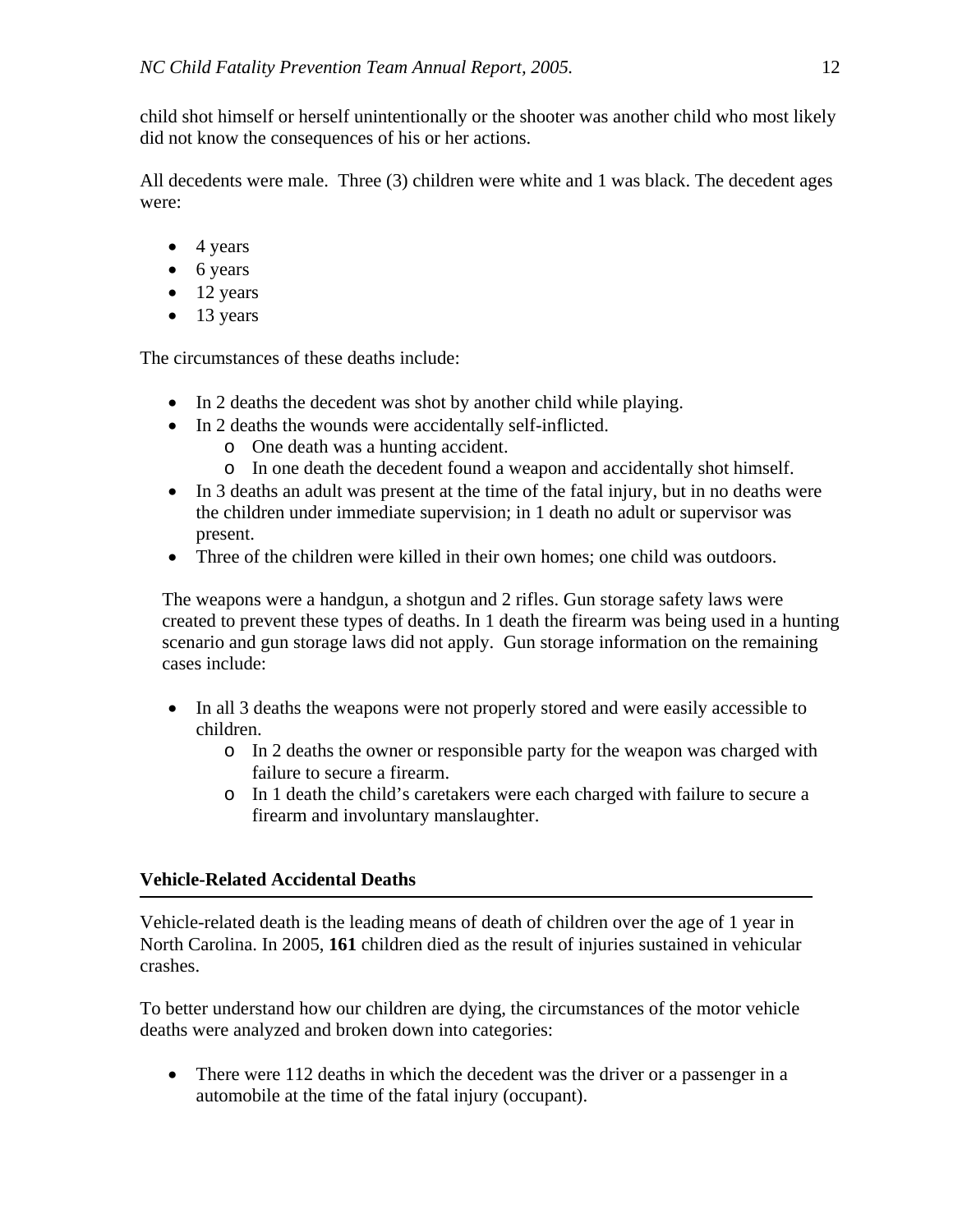child shot himself or herself unintentionally or the shooter was another child who most likely did not know the consequences of his or her actions.

All decedents were male. Three (3) children were white and 1 was black. The decedent ages were:

- 4 years
- 6 years
- 12 years
- 13 years

The circumstances of these deaths include:

- In 2 deaths the decedent was shot by another child while playing.
- In 2 deaths the wounds were accidentally self-inflicted.
  - One death was a hunting accident.
  - In one death the decedent found a weapon and accidentally shot himself.
- In 3 deaths an adult was present at the time of the fatal injury, but in no deaths were the children under immediate supervision; in 1 death no adult or supervisor was present.
- Three of the children were killed in their own homes; one child was outdoors.

The weapons were a handgun, a shotgun and 2 rifles. Gun storage safety laws were created to prevent these types of deaths. In 1 death the firearm was being used in a hunting scenario and gun storage laws did not apply. Gun storage information on the remaining cases include:

- In all 3 deaths the weapons were not properly stored and were easily accessible to children.
  - In 2 deaths the owner or responsible party for the weapon was charged with failure to secure a firearm.
  - In 1 death the child's caretakers were each charged with failure to secure a firearm and involuntary manslaughter.

## Vehicle-Related Accidental Deaths

Vehicle-related death is the leading means of death of children over the age of 1 year in North Carolina. In 2005, **161** children died as the result of injuries sustained in vehicular crashes.

To better understand how our children are dying, the circumstances of the motor vehicle deaths were analyzed and broken down into categories:

- There were 112 deaths in which the decedent was the driver or a passenger in a automobile at the time of the fatal injury (occupant).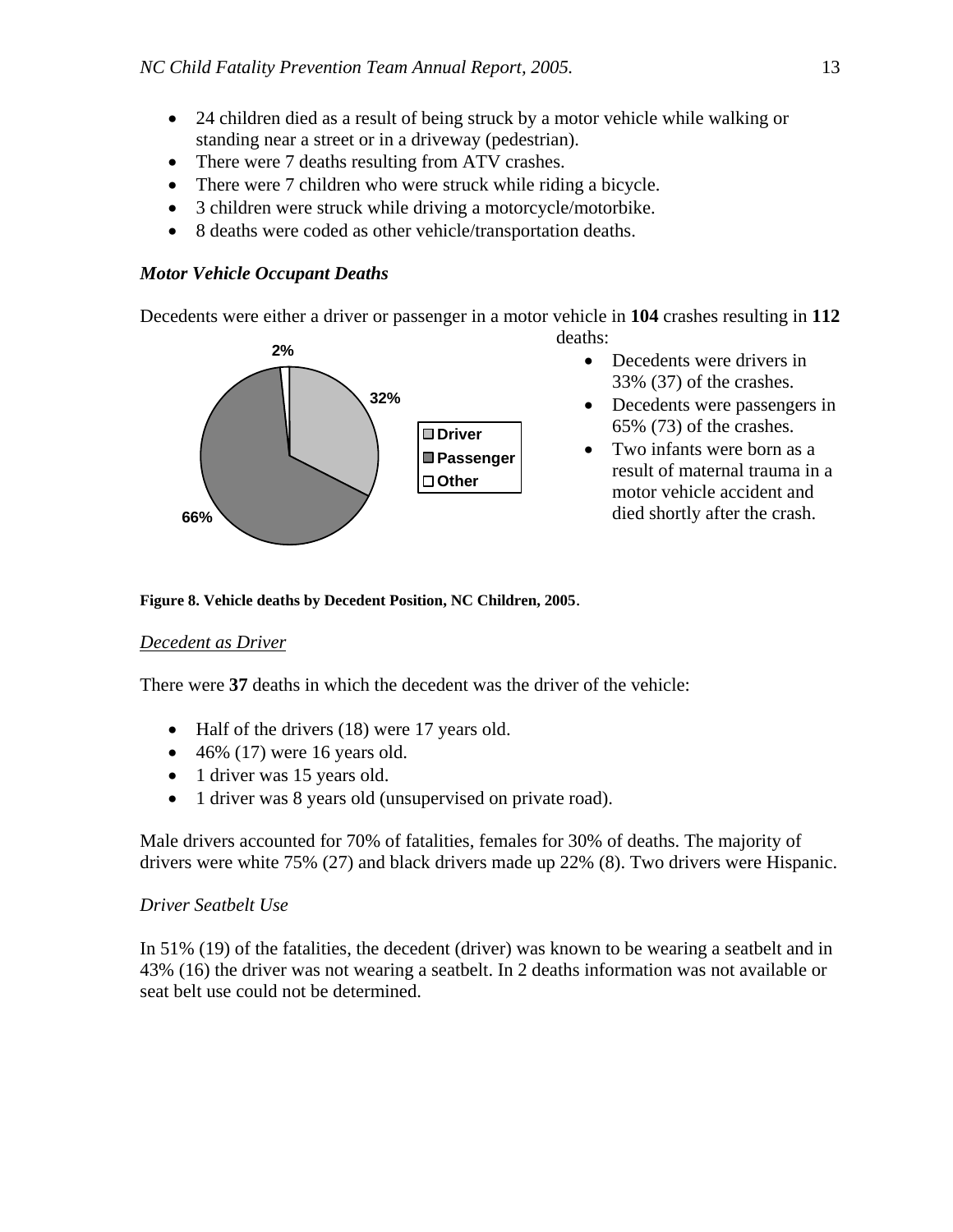- 24 children died as a result of being struck by a motor vehicle while walking or standing near a street or in a driveway (pedestrian).
- There were 7 deaths resulting from ATV crashes.
- There were 7 children who were struck while riding a bicycle.
- 3 children were struck while driving a motorcycle/motorbike.
- 8 deaths were coded as other vehicle/transportation deaths.

### *Motor Vehicle Occupant Deaths*

Decedents were either a driver or passenger in a motor vehicle in **104** crashes resulting in **112** deaths:

- Decedents were drivers in 33% (37) of the crashes.
- Decedents were passengers in 65% (73) of the crashes.
- Two infants were born as a result of maternal trauma in a motor vehicle accident and died shortly after the crash.

**Figure 8. Vehicle deaths by Decedent Position, NC Children, 2005.**

#### *Decedent as Driver*

There were **37** deaths in which the decedent was the driver of the vehicle:

- Half of the drivers (18) were 17 years old.
- 46% (17) were 16 years old.
- 1 driver was 15 years old.
- 1 driver was 8 years old (unsupervised on private road).

Male drivers accounted for 70% of fatalities, females for 30% of deaths. The majority of drivers were white 75% (27) and black drivers made up 22% (8). Two drivers were Hispanic.

#### *Driver Seatbelt Use*

In 51% (19) of the fatalities, the decedent (driver) was known to be wearing a seatbelt and in 43% (16) the driver was not wearing a seatbelt. In 2 deaths information was not available or seat belt use could not be determined.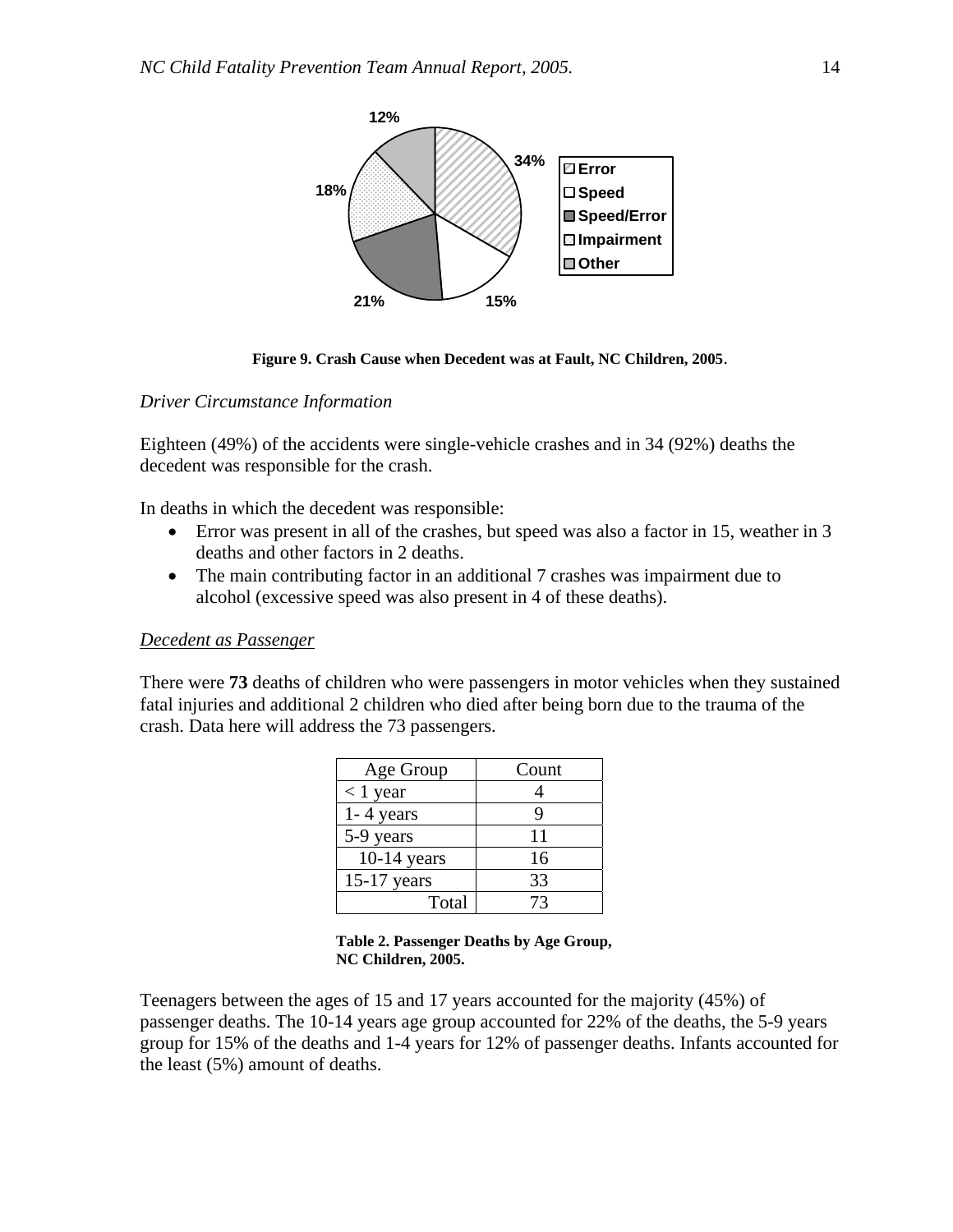Figure 9. Crash Cause when Decedent was at Fault, NC Children, 2005.

*Driver Circumstance Information*

Eighteen (49%) of the accidents were single-vehicle crashes and in 34 (92%) deaths the decedent was responsible for the crash.

In deaths in which the decedent was responsible:

- Error was present in all of the crashes, but speed was also a factor in 15, weather in 3 deaths and other factors in 2 deaths.
- The main contributing factor in an additional 7 crashes was impairment due to alcohol (excessive speed was also present in 4 of these deaths).

*Decedent as Passenger*

There were **73** deaths of children who were passengers in motor vehicles when they sustained fatal injuries and additional 2 children who died after being born due to the trauma of the crash. Data here will address the 73 passengers.

| Age Group | Count |
|---|---|
| < 1 year | 4 |
| 1- 4 years | 9 |
| 5-9 years | 11 |
| 10-14 years | 16 |
| 15-17 years | 33 |
| Total | 73 |

**Table 2. Passenger Deaths by Age Group, NC Children, 2005.**

Teenagers between the ages of 15 and 17 years accounted for the majority (45%) of passenger deaths. The 10-14 years age group accounted for 22% of the deaths, the 5-9 years group for 15% of the deaths and 1-4 years for 12% of passenger deaths. Infants accounted for the least (5%) amount of deaths.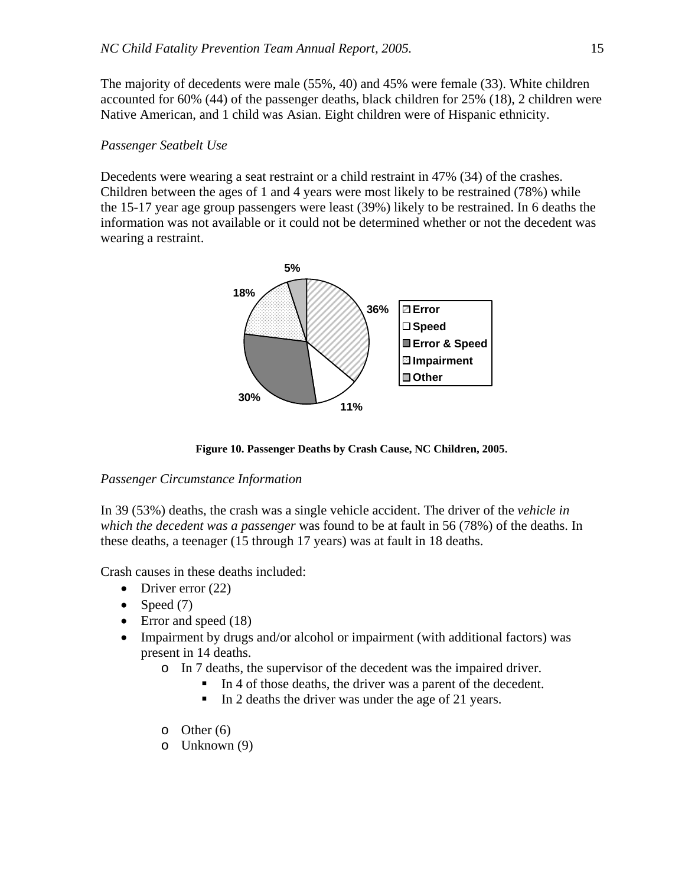The majority of decedents were male (55%, 40) and 45% were female (33). White children accounted for 60% (44) of the passenger deaths, black children for 25% (18), 2 children were Native American, and 1 child was Asian. Eight children were of Hispanic ethnicity.

*Passenger Seatbelt Use*

Decedents were wearing a seat restraint or a child restraint in 47% (34) of the crashes. Children between the ages of 1 and 4 years were most likely to be restrained (78%) while the 15-17 year age group passengers were least (39%) likely to be restrained. In 6 deaths the information was not available or it could not be determined whether or not the decedent was wearing a restraint.

**Figure 10. Passenger Deaths by Crash Cause, NC Children, 2005.**

*Passenger Circumstance Information*

In 39 (53%) deaths, the crash was a single vehicle accident. The driver of the *vehicle in which the decedent was a passenger* was found to be at fault in 56 (78%) of the deaths. In these deaths, a teenager (15 through 17 years) was at fault in 18 deaths.

Crash causes in these deaths included:

- Driver error (22)
- Speed (7)
- Error and speed (18)
- Impairment by drugs and/or alcohol or impairment (with additional factors) was present in 14 deaths.
    - In 7 deaths, the supervisor of the decedent was the impaired driver.
        - In 4 of those deaths, the driver was a parent of the decedent.
        - In 2 deaths the driver was under the age of 21 years.
    - Other (6)
    - Unknown (9)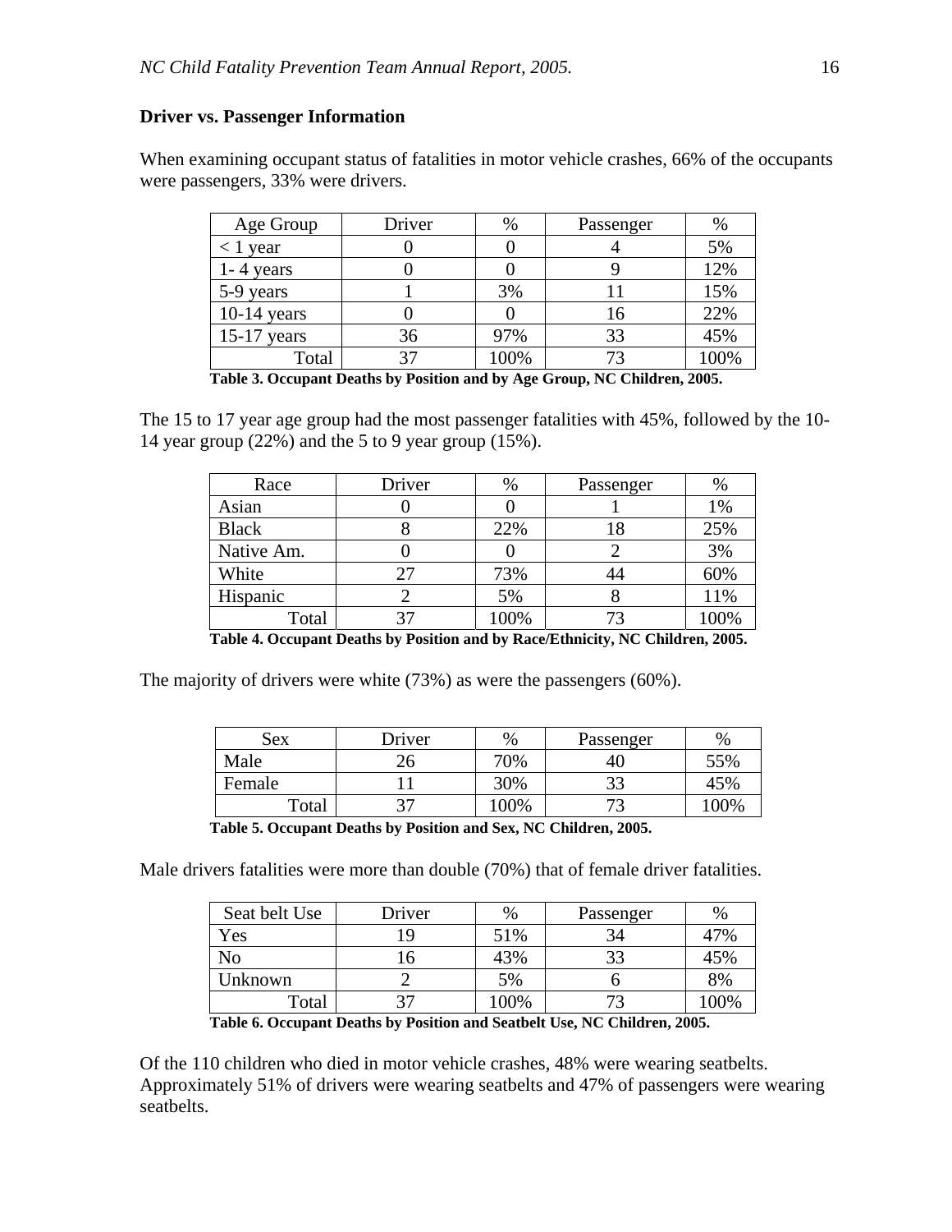### Driver vs. Passenger Information

When examining occupant status of fatalities in motor vehicle crashes, 66% of the occupants were passengers, 33% were drivers.

| Age Group | Driver | % | Passenger | % |
|---|---|---|---|---|
| < 1 year | 0 | 0 | 4 | 5% |
| 1- 4 years | 0 | 0 | 9 | 12% |
| 5-9 years | 1 | 3% | 11 | 15% |
| 10-14 years | 0 | 0 | 16 | 22% |
| 15-17 years | 36 | 97% | 33 | 45% |
| Total | 37 | 100% | 73 | 100% |

**Table 3. Occupant Deaths by Position and by Age Group, NC Children, 2005.**

The 15 to 17 year age group had the most passenger fatalities with 45%, followed by the 10-14 year group (22%) and the 5 to 9 year group (15%).

| Race | Driver | % | Passenger | % |
|---|---|---|---|---|
| Asian | 0 | 0 | 1 | 1% |
| Black | 8 | 22% | 18 | 25% |
| Native Am. | 0 | 0 | 2 | 3% |
| White | 27 | 73% | 44 | 60% |
| Hispanic | 2 | 5% | 8 | 11% |
| Total | 37 | 100% | 73 | 100% |

**Table 4. Occupant Deaths by Position and by Race/Ethnicity, NC Children, 2005.**

The majority of drivers were white (73%) as were the passengers (60%).

| Sex | Driver | % | Passenger | % |
|---|---|---|---|---|
| Male | 26 | 70% | 40 | 55% |
| Female | 11 | 30% | 33 | 45% |
| Total | 37 | 100% | 73 | 100% |

**Table 5. Occupant Deaths by Position and Sex, NC Children, 2005.**

Male drivers fatalities were more than double (70%) that of female driver fatalities.

| Seat belt Use | Driver | % | Passenger | % |
|---|---|---|---|---|
| Yes | 19 | 51% | 34 | 47% |
| No | 16 | 43% | 33 | 45% |
| Unknown | 2 | 5% | 6 | 8% |
| Total | 37 | 100% | 73 | 100% |

**Table 6. Occupant Deaths by Position and Seatbelt Use, NC Children, 2005.**

Of the 110 children who died in motor vehicle crashes, 48% were wearing seatbelts. Approximately 51% of drivers were wearing seatbelts and 47% of passengers were wearing seatbelts.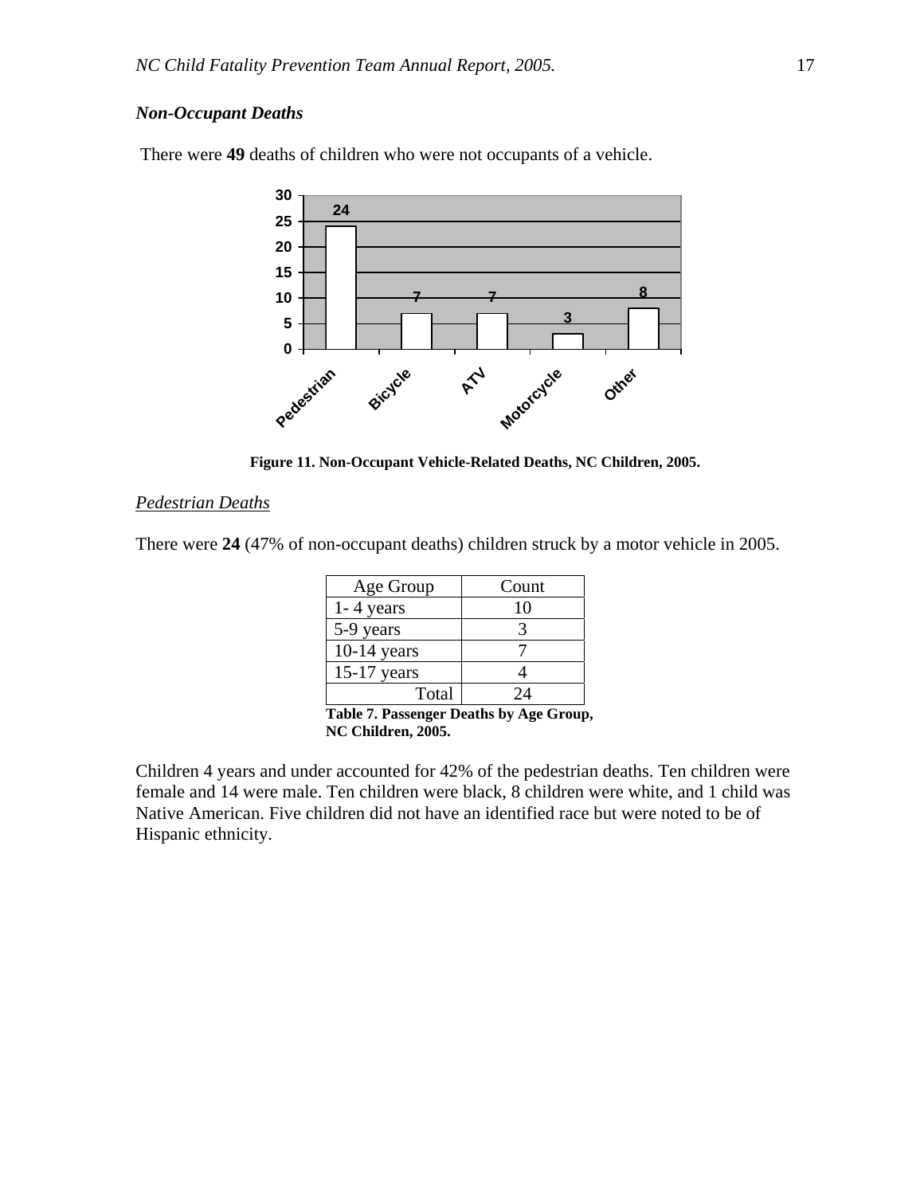### *Non-Occupant Deaths*

There were **49** deaths of children who were not occupants of a vehicle.

| Category | Count |
|---|---|
| Pedestrian | 24 |
| Bicycle | 7 |
| ATV | 7 |
| Motorcycle | 3 |
| Other | 8 |

**Figure 11. Non-Occupant Vehicle-Related Deaths, NC Children, 2005.**

#### Pedestrian Deaths

There were **24** (47% of non-occupant deaths) children struck by a motor vehicle in 2005.

| Age Group | Count |
|---|---|
| 1- 4 years | 10 |
| 5-9 years | 3 |
| 10-14 years | 7 |
| 15-17 years | 4 |
| Total | 24 |

**Table 7. Passenger Deaths by Age Group, NC Children, 2005.**

Children 4 years and under accounted for 42% of the pedestrian deaths. Ten children were female and 14 were male. Ten children were black, 8 children were white, and 1 child was Native American. Five children did not have an identified race but were noted to be of Hispanic ethnicity.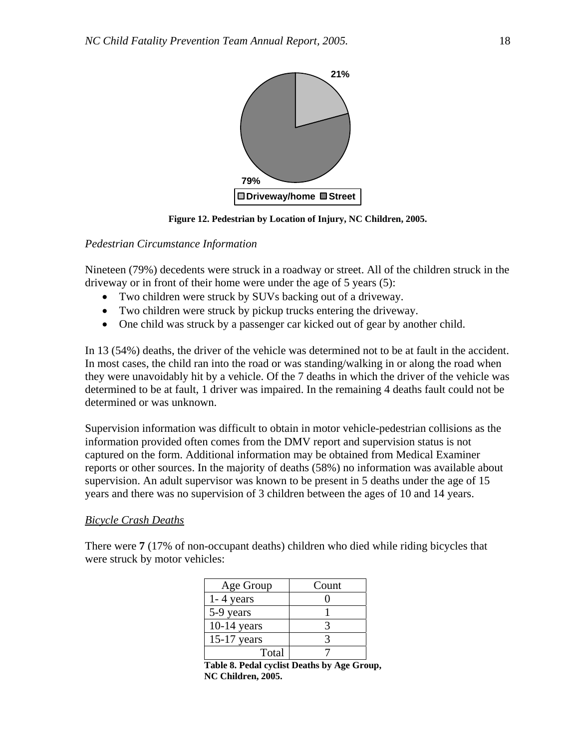Figure 12. Pedestrian by Location of Injury, NC Children, 2005.

*Pedestrian Circumstance Information*

Nineteen (79%) decedents were struck in a roadway or street. All of the children struck in the driveway or in front of their home were under the age of 5 years (5):

- Two children were struck by SUVs backing out of a driveway.
- Two children were struck by pickup trucks entering the driveway.
- One child was struck by a passenger car kicked out of gear by another child.

In 13 (54%) deaths, the driver of the vehicle was determined not to be at fault in the accident. In most cases, the child ran into the road or was standing/walking in or along the road when they were unavoidably hit by a vehicle. Of the 7 deaths in which the driver of the vehicle was determined to be at fault, 1 driver was impaired. In the remaining 4 deaths fault could not be determined or was unknown.

Supervision information was difficult to obtain in motor vehicle-pedestrian collisions as the information provided often comes from the DMV report and supervision status is not captured on the form. Additional information may be obtained from Medical Examiner reports or other sources. In the majority of deaths (58%) no information was available about supervision. An adult supervisor was known to be present in 5 deaths under the age of 15 years and there was no supervision of 3 children between the ages of 10 and 14 years.

*Bicycle Crash Deaths*

There were **7** (17% of non-occupant deaths) children who died while riding bicycles that were struck by motor vehicles:

| Age Group | Count |
|---|---|
| 1- 4 years | 0 |
| 5-9 years | 1 |
| 10-14 years | 3 |
| 15-17 years | 3 |
| Total | 7 |

**Table 8. Pedal cyclist Deaths by Age Group, NC Children, 2005.**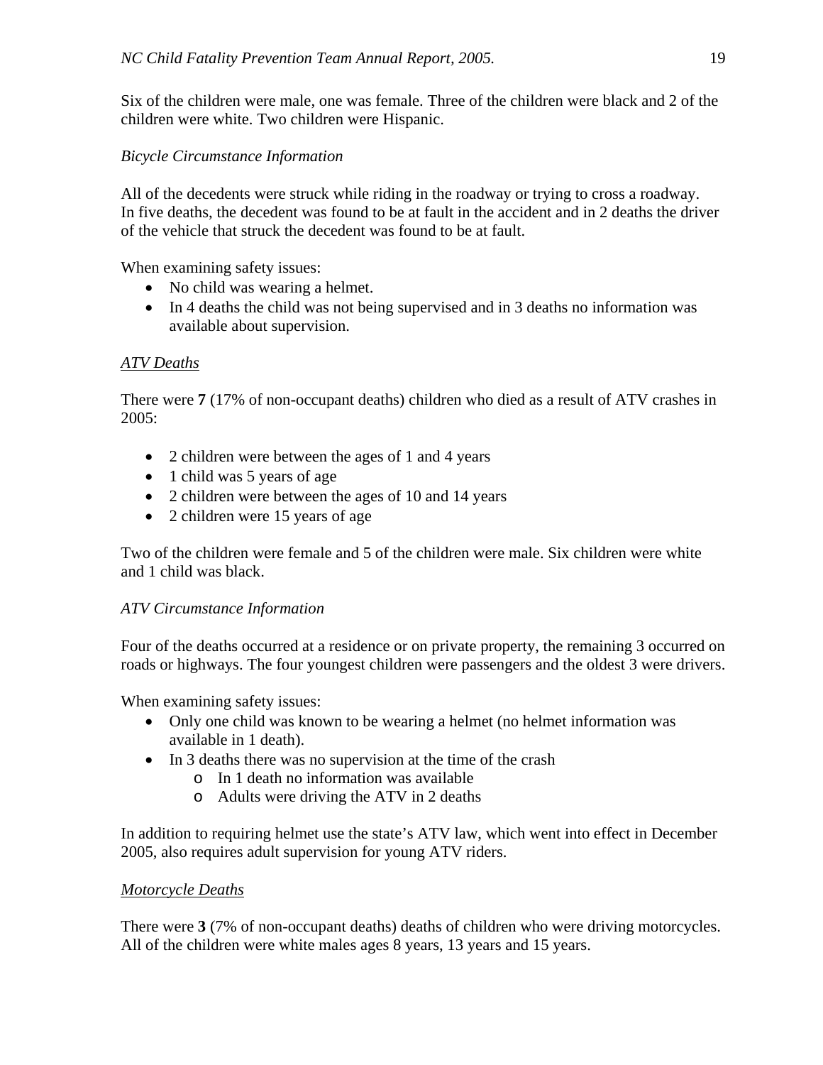Six of the children were male, one was female. Three of the children were black and 2 of the children were white. Two children were Hispanic.

*Bicycle Circumstance Information*

All of the decedents were struck while riding in the roadway or trying to cross a roadway. In five deaths, the decedent was found to be at fault in the accident and in 2 deaths the driver of the vehicle that struck the decedent was found to be at fault.

When examining safety issues:

- No child was wearing a helmet.
- In 4 deaths the child was not being supervised and in 3 deaths no information was available about supervision.

<u>*ATV Deaths*</u>

There were **7** (17% of non-occupant deaths) children who died as a result of ATV crashes in 2005:

- 2 children were between the ages of 1 and 4 years
- 1 child was 5 years of age
- 2 children were between the ages of 10 and 14 years
- 2 children were 15 years of age

Two of the children were female and 5 of the children were male. Six children were white and 1 child was black.

*ATV Circumstance Information*

Four of the deaths occurred at a residence or on private property, the remaining 3 occurred on roads or highways. The four youngest children were passengers and the oldest 3 were drivers.

When examining safety issues:

- Only one child was known to be wearing a helmet (no helmet information was available in 1 death).
- In 3 deaths there was no supervision at the time of the crash
  - In 1 death no information was available
  - Adults were driving the ATV in 2 deaths

In addition to requiring helmet use the state's ATV law, which went into effect in December 2005, also requires adult supervision for young ATV riders.

<u>*Motorcycle Deaths*</u>

There were **3** (7% of non-occupant deaths) deaths of children who were driving motorcycles. All of the children were white males ages 8 years, 13 years and 15 years.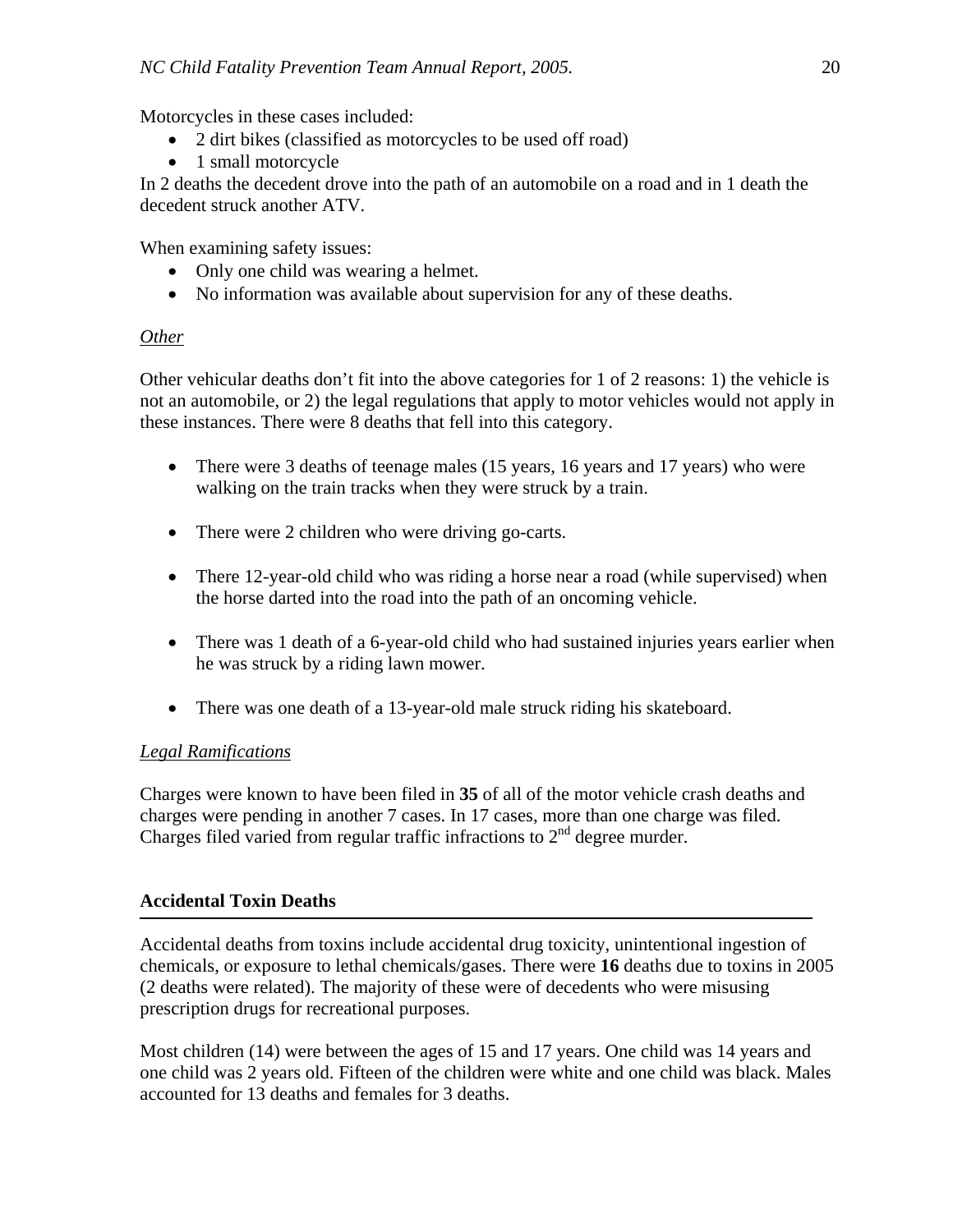Motorcycles in these cases included:

- 2 dirt bikes (classified as motorcycles to be used off road)
- 1 small motorcycle

In 2 deaths the decedent drove into the path of an automobile on a road and in 1 death the decedent struck another ATV.

When examining safety issues:

- Only one child was wearing a helmet.
- No information was available about supervision for any of these deaths.

*Other*

Other vehicular deaths don't fit into the above categories for 1 of 2 reasons: 1) the vehicle is not an automobile, or 2) the legal regulations that apply to motor vehicles would not apply in these instances. There were 8 deaths that fell into this category.

- There were 3 deaths of teenage males (15 years, 16 years and 17 years) who were walking on the train tracks when they were struck by a train.
- There were 2 children who were driving go-carts.
- There 12-year-old child who was riding a horse near a road (while supervised) when the horse darted into the road into the path of an oncoming vehicle.
- There was 1 death of a 6-year-old child who had sustained injuries years earlier when he was struck by a riding lawn mower.
- There was one death of a 13-year-old male struck riding his skateboard.

*Legal Ramifications*

Charges were known to have been filed in **35** of all of the motor vehicle crash deaths and charges were pending in another 7 cases. In 17 cases, more than one charge was filed. Charges filed varied from regular traffic infractions to 2nd degree murder.

## Accidental Toxin Deaths

Accidental deaths from toxins include accidental drug toxicity, unintentional ingestion of chemicals, or exposure to lethal chemicals/gases. There were **16** deaths due to toxins in 2005 (2 deaths were related). The majority of these were of decedents who were misusing prescription drugs for recreational purposes.

Most children (14) were between the ages of 15 and 17 years. One child was 14 years and one child was 2 years old. Fifteen of the children were white and one child was black. Males accounted for 13 deaths and females for 3 deaths.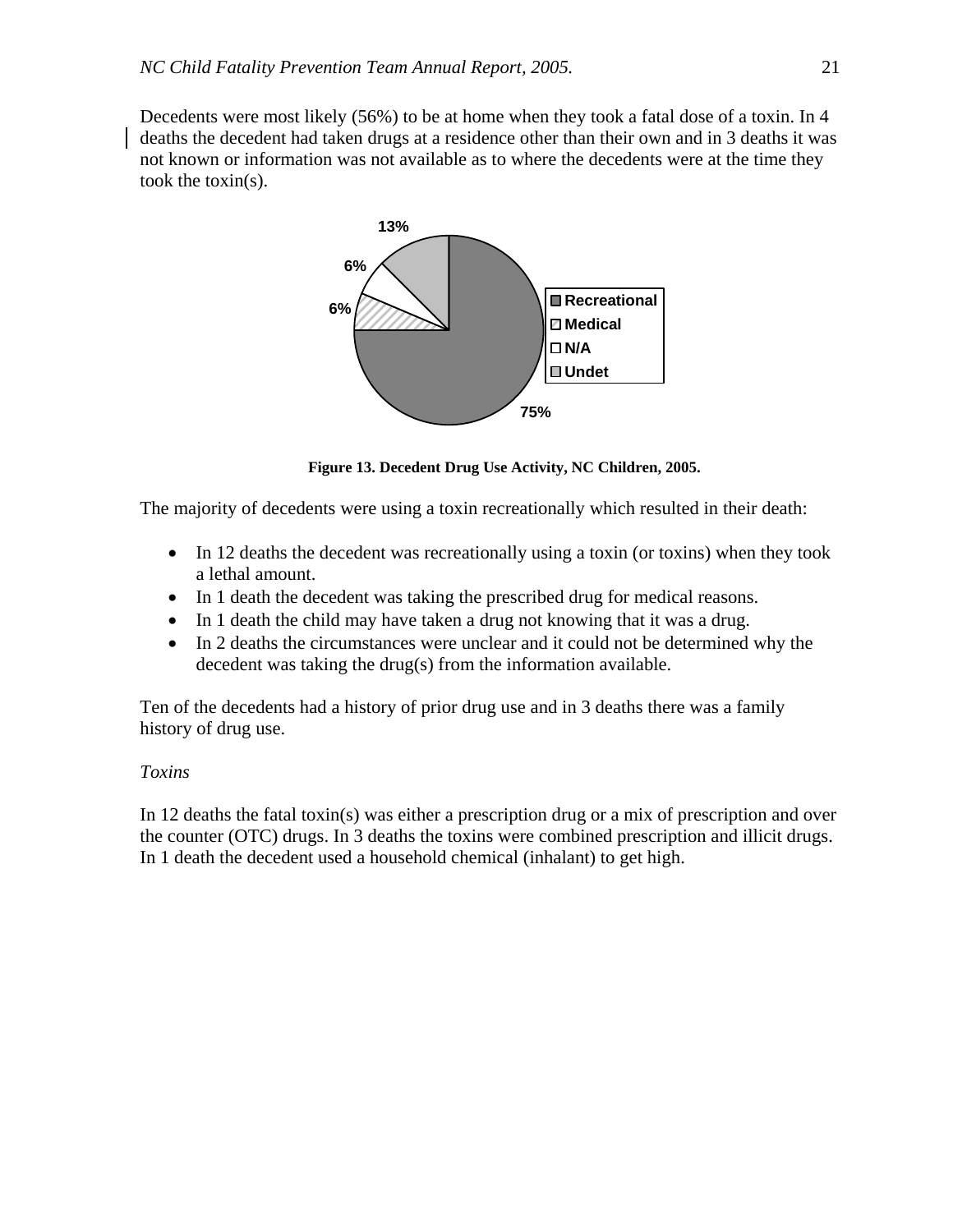Decedents were most likely (56%) to be at home when they took a fatal dose of a toxin. In 4 deaths the decedent had taken drugs at a residence other than their own and in 3 deaths it was not known or information was not available as to where the decedents were at the time they took the toxin(s).

**Figure 13. Decedent Drug Use Activity, NC Children, 2005.**

The majority of decedents were using a toxin recreationally which resulted in their death:

- In 12 deaths the decedent was recreationally using a toxin (or toxins) when they took a lethal amount.
- In 1 death the decedent was taking the prescribed drug for medical reasons.
- In 1 death the child may have taken a drug not knowing that it was a drug.
- In 2 deaths the circumstances were unclear and it could not be determined why the decedent was taking the drug(s) from the information available.

Ten of the decedents had a history of prior drug use and in 3 deaths there was a family history of drug use.

*Toxins*

In 12 deaths the fatal toxin(s) was either a prescription drug or a mix of prescription and over the counter (OTC) drugs. In 3 deaths the toxins were combined prescription and illicit drugs. In 1 death the decedent used a household chemical (inhalant) to get high.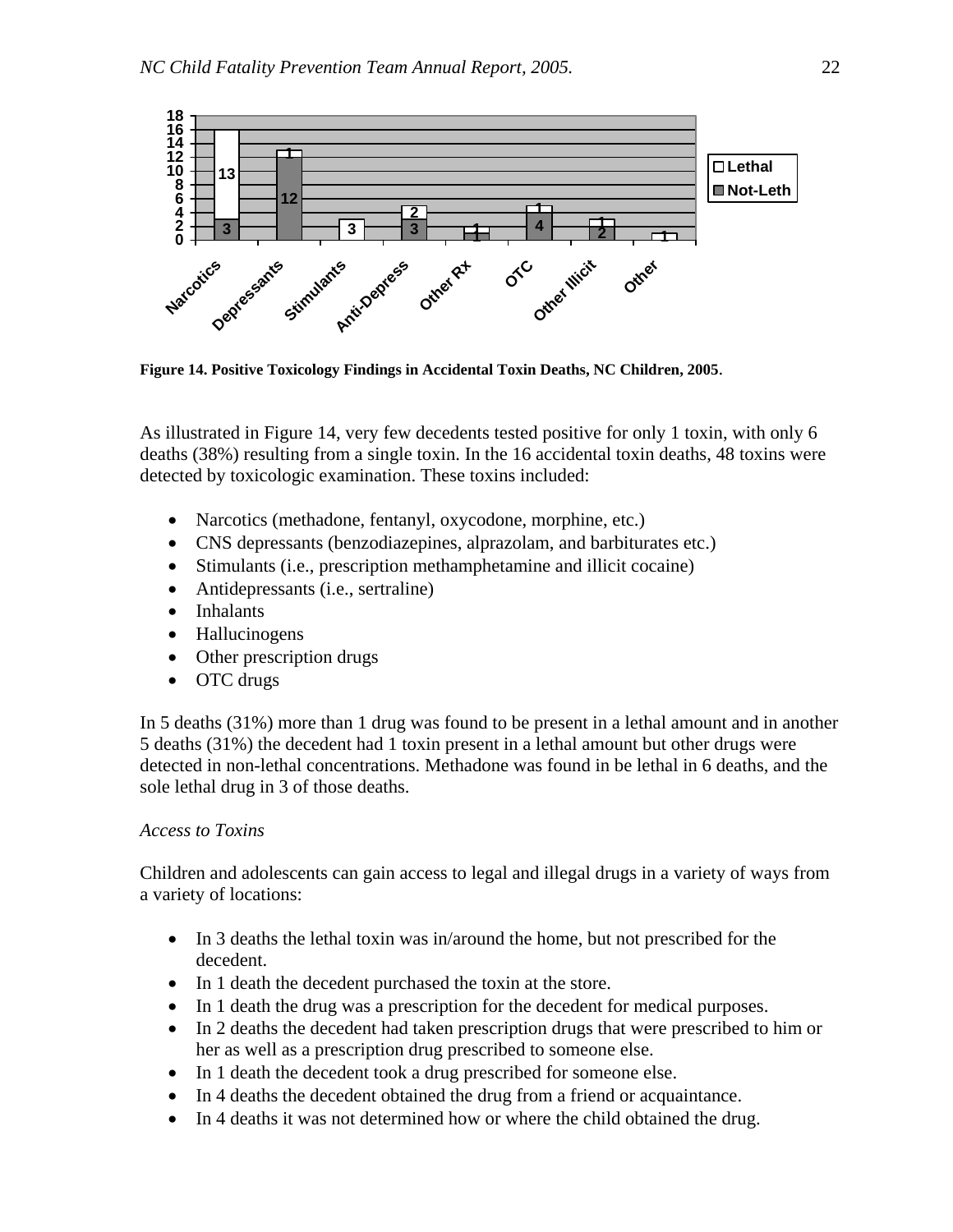Figure 14. **Positive Toxicology Findings in Accidental Toxin Deaths, NC Children, 2005**.

As illustrated in Figure 14, very few decedents tested positive for only 1 toxin, with only 6 deaths (38%) resulting from a single toxin. In the 16 accidental toxin deaths, 48 toxins were detected by toxicologic examination. These toxins included:

- Narcotics (methadone, fentanyl, oxycodone, morphine, etc.)
- CNS depressants (benzodiazepines, alprazolam, and barbiturates etc.)
- Stimulants (i.e., prescription methamphetamine and illicit cocaine)
- Antidepressants (i.e., sertraline)
- Inhalants
- Hallucinogens
- Other prescription drugs
- OTC drugs

In 5 deaths (31%) more than 1 drug was found to be present in a lethal amount and in another 5 deaths (31%) the decedent had 1 toxin present in a lethal amount but other drugs were detected in non-lethal concentrations. Methadone was found in be lethal in 6 deaths, and the sole lethal drug in 3 of those deaths.

*Access to Toxins*

Children and adolescents can gain access to legal and illegal drugs in a variety of ways from a variety of locations:

- In 3 deaths the lethal toxin was in/around the home, but not prescribed for the decedent.
- In 1 death the decedent purchased the toxin at the store.
- In 1 death the drug was a prescription for the decedent for medical purposes.
- In 2 deaths the decedent had taken prescription drugs that were prescribed to him or her as well as a prescription drug prescribed to someone else.
- In 1 death the decedent took a drug prescribed for someone else.
- In 4 deaths the decedent obtained the drug from a friend or acquaintance.
- In 4 deaths it was not determined how or where the child obtained the drug.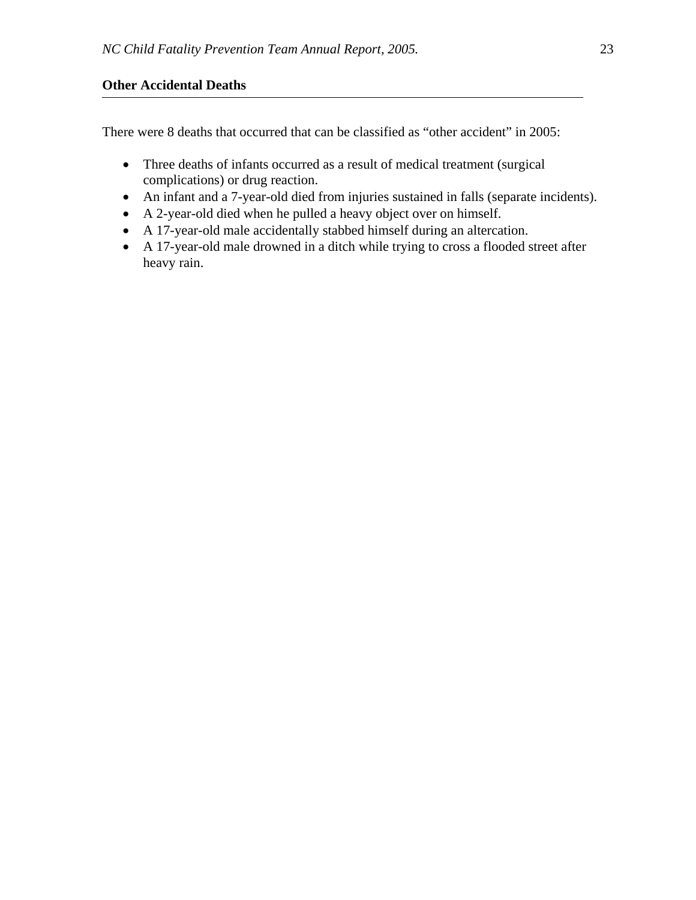## Other Accidental Deaths

There were 8 deaths that occurred that can be classified as "other accident" in 2005:

- Three deaths of infants occurred as a result of medical treatment (surgical complications) or drug reaction.
- An infant and a 7-year-old died from injuries sustained in falls (separate incidents).
- A 2-year-old died when he pulled a heavy object over on himself.
- A 17-year-old male accidentally stabbed himself during an altercation.
- A 17-year-old male drowned in a ditch while trying to cross a flooded street after heavy rain.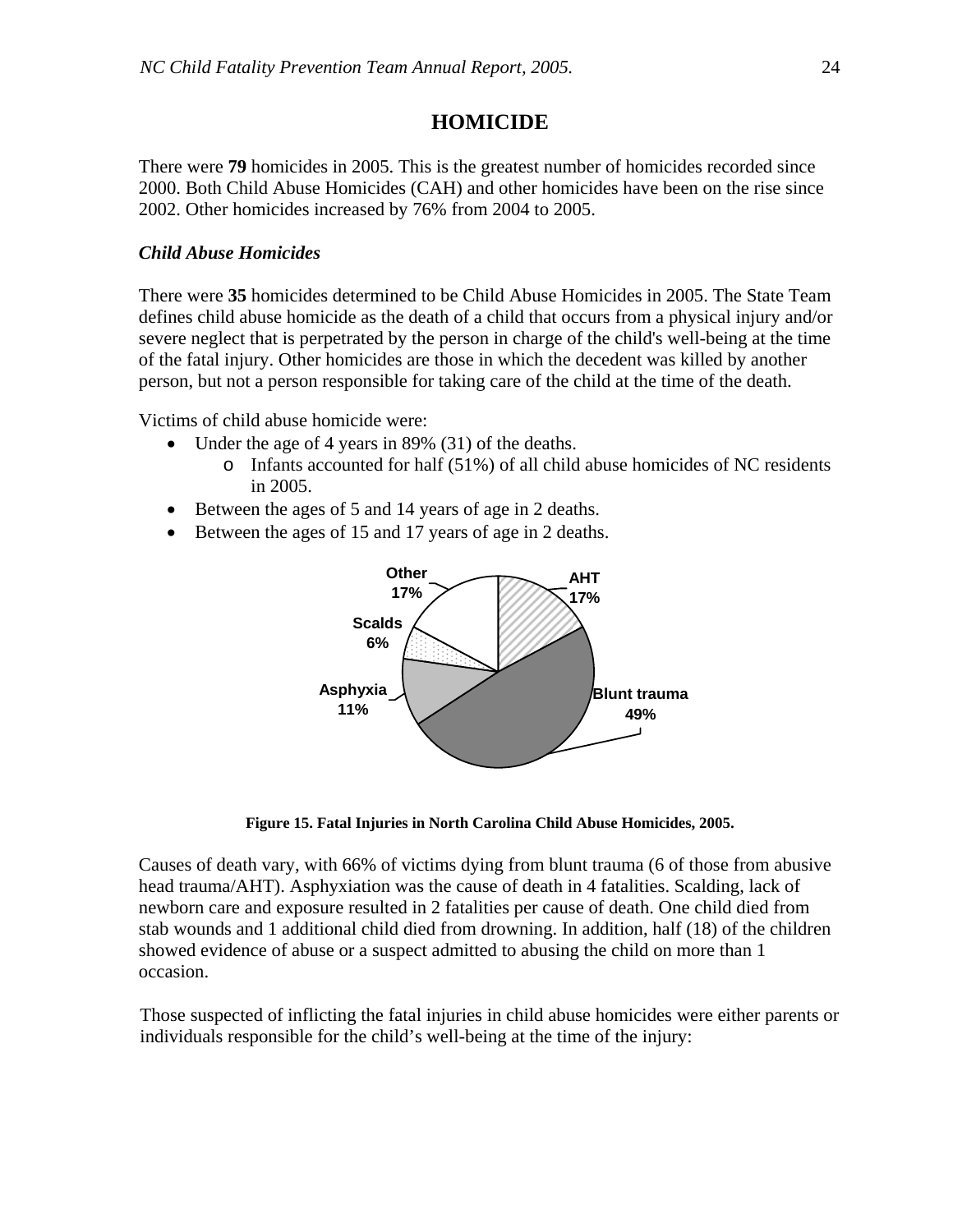# HOMICIDE

There were **79** homicides in 2005. This is the greatest number of homicides recorded since 2000. Both Child Abuse Homicides (CAH) and other homicides have been on the rise since 2002. Other homicides increased by 76% from 2004 to 2005.

### *Child Abuse Homicides*

There were **35** homicides determined to be Child Abuse Homicides in 2005. The State Team defines child abuse homicide as the death of a child that occurs from a physical injury and/or severe neglect that is perpetrated by the person in charge of the child's well-being at the time of the fatal injury. Other homicides are those in which the decedent was killed by another person, but not a person responsible for taking care of the child at the time of the death.

Victims of child abuse homicide were:

- Under the age of 4 years in 89% (31) of the deaths.
  - Infants accounted for half (51%) of all child abuse homicides of NC residents in 2005.
- Between the ages of 5 and 14 years of age in 2 deaths.
- Between the ages of 15 and 17 years of age in 2 deaths.

| Fatal injury | Percent |
|---|---|
| AHT | 17% |
| Blunt trauma | 49% |
| Asphyxia | 11% |
| Scalds | 6% |
| Other | 17% |

**Figure 15. Fatal Injuries in North Carolina Child Abuse Homicides, 2005.**

Causes of death vary, with 66% of victims dying from blunt trauma (6 of those from abusive head trauma/AHT). Asphyxiation was the cause of death in 4 fatalities. Scalding, lack of newborn care and exposure resulted in 2 fatalities per cause of death. One child died from stab wounds and 1 additional child died from drowning. In addition, half (18) of the children showed evidence of abuse or a suspect admitted to abusing the child on more than 1 occasion.

Those suspected of inflicting the fatal injuries in child abuse homicides were either parents or individuals responsible for the child's well-being at the time of the injury: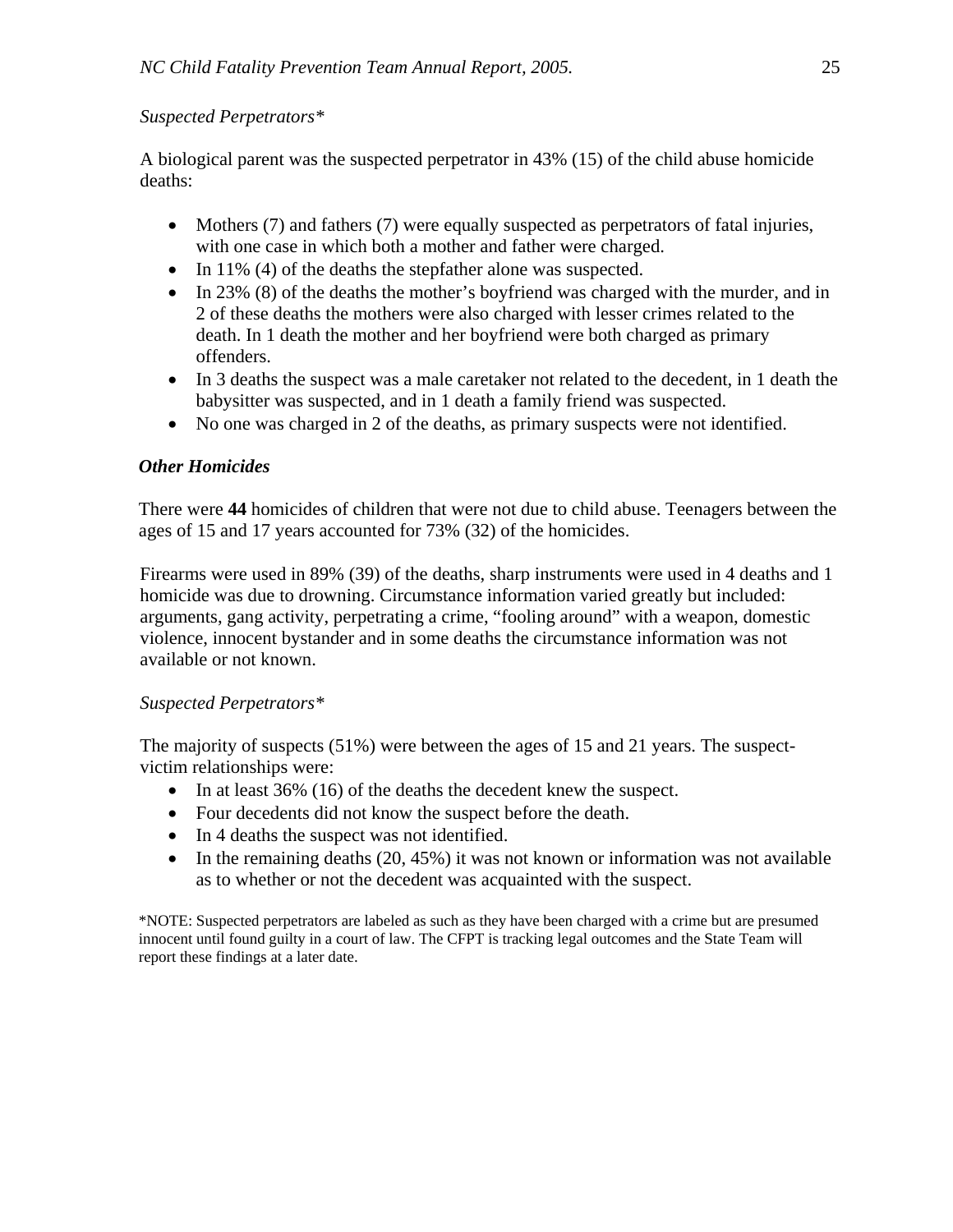*Suspected Perpetrators**

A biological parent was the suspected perpetrator in 43% (15) of the child abuse homicide deaths:

- Mothers (7) and fathers (7) were equally suspected as perpetrators of fatal injuries, with one case in which both a mother and father were charged.
- In 11% (4) of the deaths the stepfather alone was suspected.
- In 23% (8) of the deaths the mother's boyfriend was charged with the murder, and in 2 of these deaths the mothers were also charged with lesser crimes related to the death. In 1 death the mother and her boyfriend were both charged as primary offenders.
- In 3 deaths the suspect was a male caretaker not related to the decedent, in 1 death the babysitter was suspected, and in 1 death a family friend was suspected.
- No one was charged in 2 of the deaths, as primary suspects were not identified.

### *Other Homicides*

There were **44** homicides of children that were not due to child abuse. Teenagers between the ages of 15 and 17 years accounted for 73% (32) of the homicides.

Firearms were used in 89% (39) of the deaths, sharp instruments were used in 4 deaths and 1 homicide was due to drowning. Circumstance information varied greatly but included: arguments, gang activity, perpetrating a crime, "fooling around" with a weapon, domestic violence, innocent bystander and in some deaths the circumstance information was not available or not known.

*Suspected Perpetrators**

The majority of suspects (51%) were between the ages of 15 and 21 years. The suspect-victim relationships were:

- In at least 36% (16) of the deaths the decedent knew the suspect.
- Four decedents did not know the suspect before the death.
- In 4 deaths the suspect was not identified.
- In the remaining deaths (20, 45%) it was not known or information was not available as to whether or not the decedent was acquainted with the suspect.

*NOTE: Suspected perpetrators are labeled as such as they have been charged with a crime but are presumed innocent until found guilty in a court of law. The CFPT is tracking legal outcomes and the State Team will report these findings at a later date.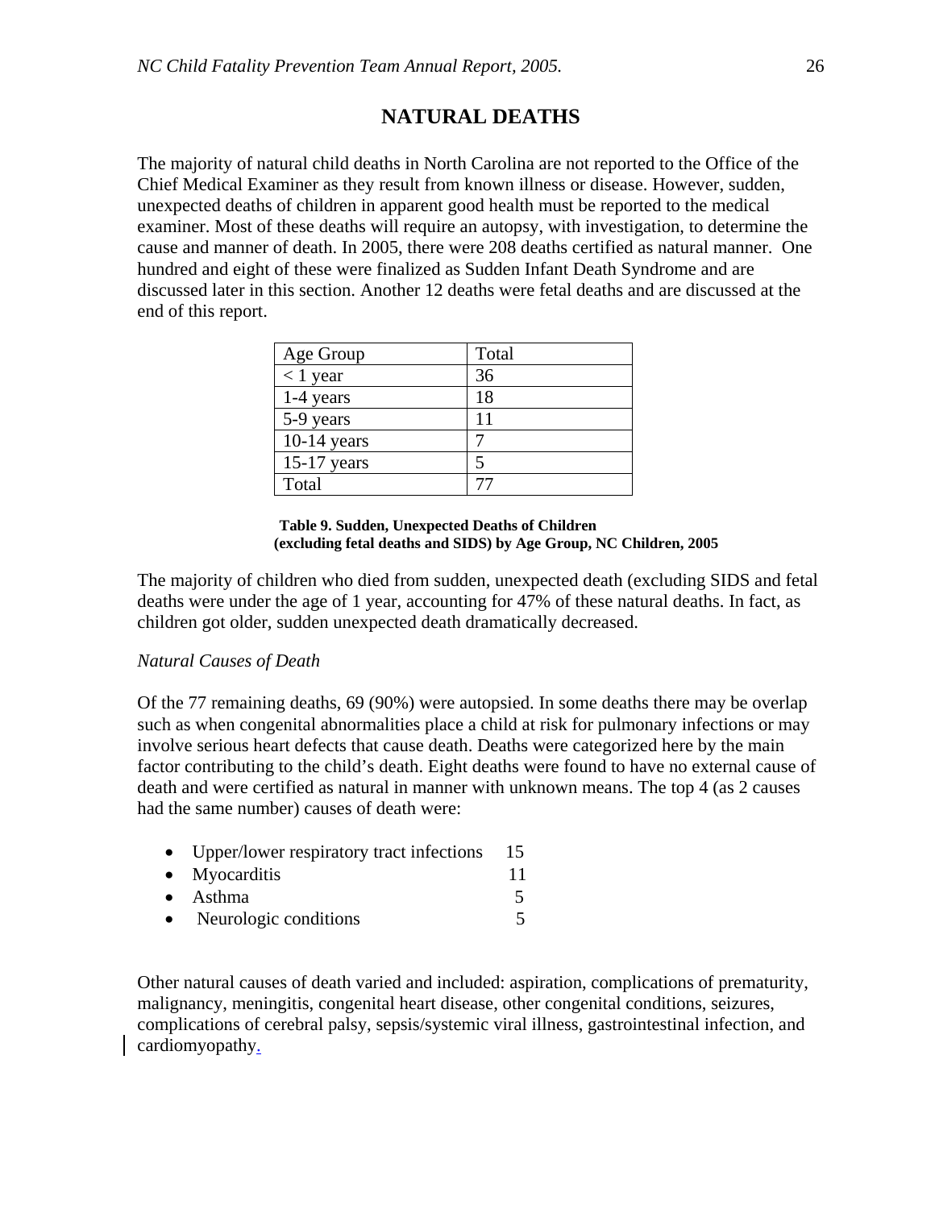# NATURAL DEATHS

The majority of natural child deaths in North Carolina are not reported to the Office of the Chief Medical Examiner as they result from known illness or disease. However, sudden, unexpected deaths of children in apparent good health must be reported to the medical examiner. Most of these deaths will require an autopsy, with investigation, to determine the cause and manner of death. In 2005, there were 208 deaths certified as natural manner. One hundred and eight of these were finalized as Sudden Infant Death Syndrome and are discussed later in this section. Another 12 deaths were fetal deaths and are discussed at the end of this report.

| Age Group | Total |
|---|---|
| < 1 year | 36 |
| 1-4 years | 18 |
| 5-9 years | 11 |
| 10-14 years | 7 |
| 15-17 years | 5 |
| Total | 77 |

**Table 9. Sudden, Unexpected Deaths of Children (excluding fetal deaths and SIDS) by Age Group, NC Children, 2005**

The majority of children who died from sudden, unexpected death (excluding SIDS and fetal deaths were under the age of 1 year, accounting for 47% of these natural deaths. In fact, as children got older, sudden unexpected death dramatically decreased.

*Natural Causes of Death*

Of the 77 remaining deaths, 69 (90%) were autopsied. In some deaths there may be overlap such as when congenital abnormalities place a child at risk for pulmonary infections or may involve serious heart defects that cause death. Deaths were categorized here by the main factor contributing to the child's death. Eight deaths were found to have no external cause of death and were certified as natural in manner with unknown means. The top 4 (as 2 causes had the same number) causes of death were:

- Upper/lower respiratory tract infections 15
- Myocarditis 11
- Asthma 5
- Neurologic conditions 5

Other natural causes of death varied and included: aspiration, complications of prematurity, malignancy, meningitis, congenital heart disease, other congenital conditions, seizures, complications of cerebral palsy, sepsis/systemic viral illness, gastrointestinal infection, and cardiomyopathy.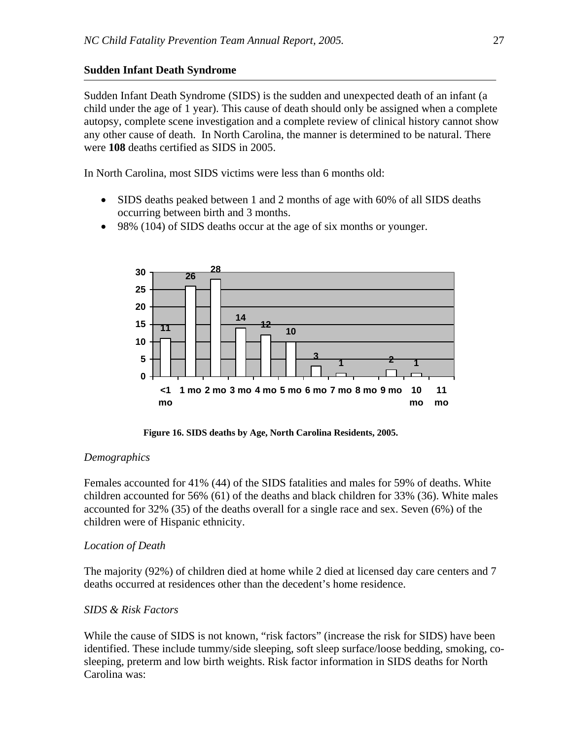## Sudden Infant Death Syndrome

Sudden Infant Death Syndrome (SIDS) is the sudden and unexpected death of an infant (a child under the age of 1 year). This cause of death should only be assigned when a complete autopsy, complete scene investigation and a complete review of clinical history cannot show any other cause of death. In North Carolina, the manner is determined to be natural. There were **108** deaths certified as SIDS in 2005.

In North Carolina, most SIDS victims were less than 6 months old:

- SIDS deaths peaked between 1 and 2 months of age with 60% of all SIDS deaths occurring between birth and 3 months.
- 98% (104) of SIDS deaths occur at the age of six months or younger.

| Age | <1 mo | 1 mo | 2 mo | 3 mo | 4 mo | 5 mo | 6 mo | 7 mo | 8 mo | 9 mo | 10 mo | 11 mo |
|---|---|---|---|---|---|---|---|---|---|---|---|---|
| Deaths | 11 | 26 | 28 | 14 | 12 | 10 | 3 | 1 | | 2 | 1 | |

**Figure 16. SIDS deaths by Age, North Carolina Residents, 2005.**

*Demographics*

Females accounted for 41% (44) of the SIDS fatalities and males for 59% of deaths. White children accounted for 56% (61) of the deaths and black children for 33% (36). White males accounted for 32% (35) of the deaths overall for a single race and sex. Seven (6%) of the children were of Hispanic ethnicity.

*Location of Death*

The majority (92%) of children died at home while 2 died at licensed day care centers and 7 deaths occurred at residences other than the decedent's home residence.

*SIDS & Risk Factors*

While the cause of SIDS is not known, "risk factors" (increase the risk for SIDS) have been identified. These include tummy/side sleeping, soft sleep surface/loose bedding, smoking, co-sleeping, preterm and low birth weights. Risk factor information in SIDS deaths for North Carolina was: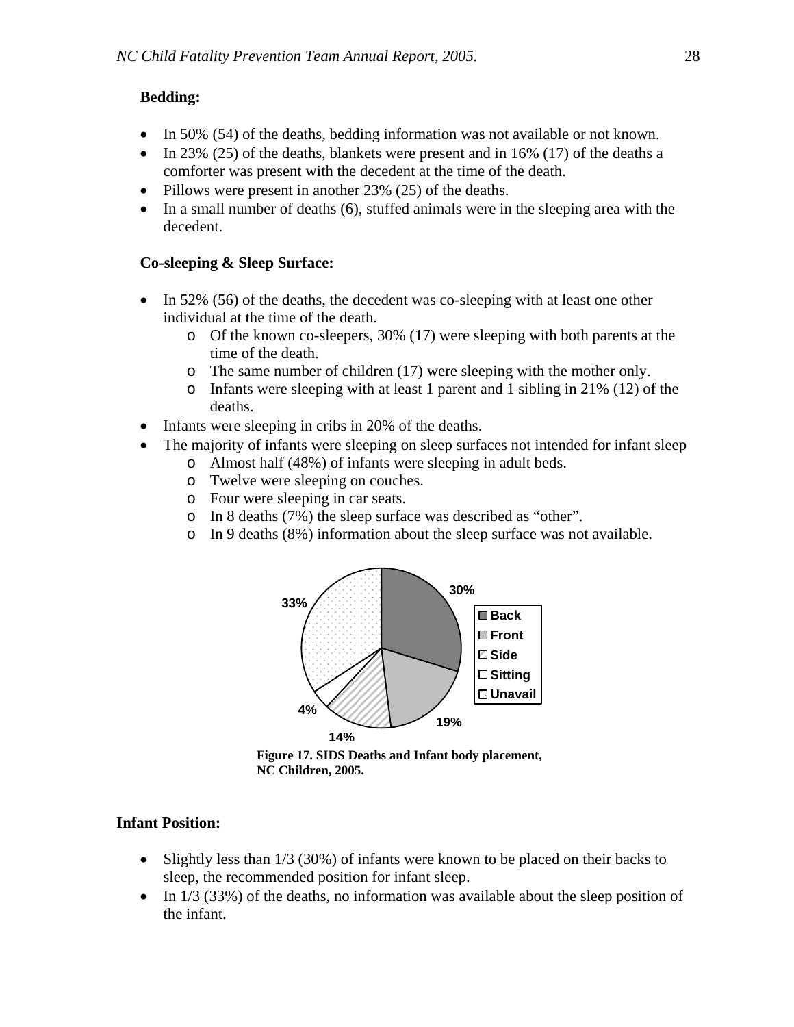**Bedding:**

- In 50% (54) of the deaths, bedding information was not available or not known.
- In 23% (25) of the deaths, blankets were present and in 16% (17) of the deaths a comforter was present with the decedent at the time of the death.
- Pillows were present in another 23% (25) of the deaths.
- In a small number of deaths (6), stuffed animals were in the sleeping area with the decedent.

**Co-sleeping & Sleep Surface:**

- In 52% (56) of the deaths, the decedent was co-sleeping with at least one other individual at the time of the death.
  - Of the known co-sleepers, 30% (17) were sleeping with both parents at the time of the death.
  - The same number of children (17) were sleeping with the mother only.
  - Infants were sleeping with at least 1 parent and 1 sibling in 21% (12) of the deaths.
- Infants were sleeping in cribs in 20% of the deaths.
- The majority of infants were sleeping on sleep surfaces not intended for infant sleep
  - Almost half (48%) of infants were sleeping in adult beds.
  - Twelve were sleeping on couches.
  - Four were sleeping in car seats.
  - In 8 deaths (7%) the sleep surface was described as "other".
  - In 9 deaths (8%) information about the sleep surface was not available.

| Placement | Percent |
|---|---|
| Back | 30% |
| Front | 19% |
| Side | 14% |
| Sitting | 4% |
| Unavail | 33% |

**Figure 17. SIDS Deaths and Infant body placement, NC Children, 2005.**

**Infant Position:**

- Slightly less than 1/3 (30%) of infants were known to be placed on their backs to sleep, the recommended position for infant sleep.
- In 1/3 (33%) of the deaths, no information was available about the sleep position of the infant.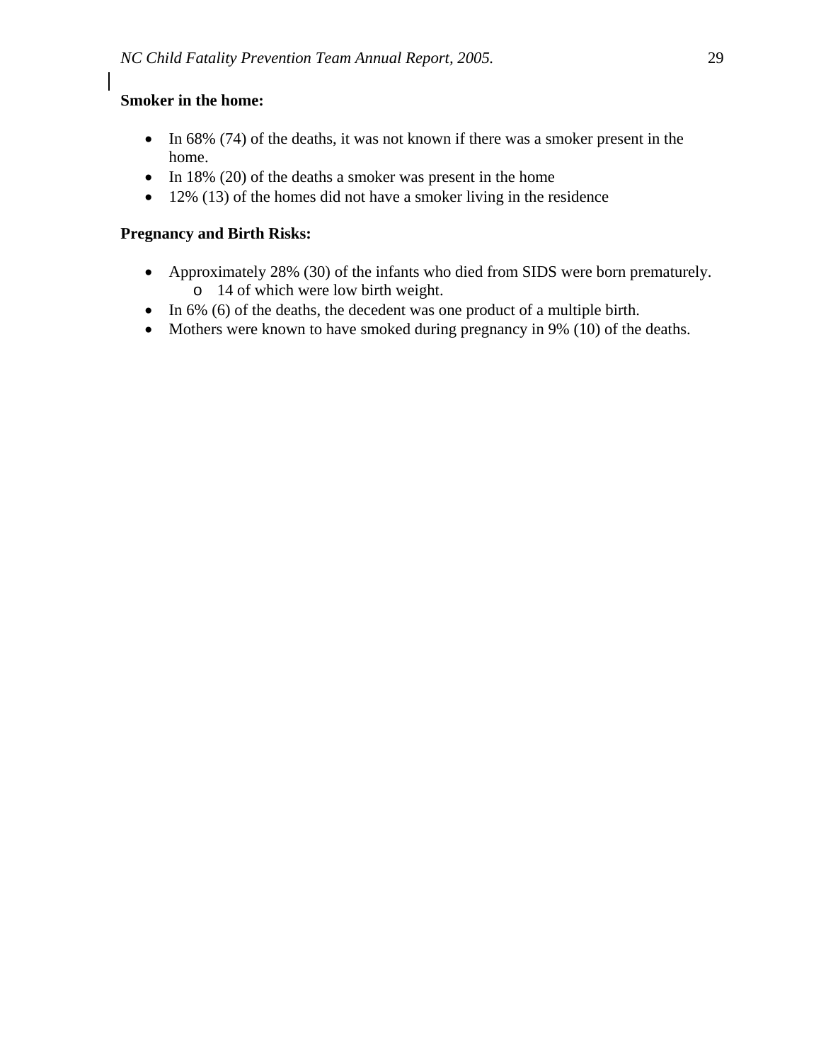**Smoker in the home:**

- In 68% (74) of the deaths, it was not known if there was a smoker present in the home.
- In 18% (20) of the deaths a smoker was present in the home
- 12% (13) of the homes did not have a smoker living in the residence

**Pregnancy and Birth Risks:**

- Approximately 28% (30) of the infants who died from SIDS were born prematurely.
  - 14 of which were low birth weight.
- In 6% (6) of the deaths, the decedent was one product of a multiple birth.
- Mothers were known to have smoked during pregnancy in 9% (10) of the deaths.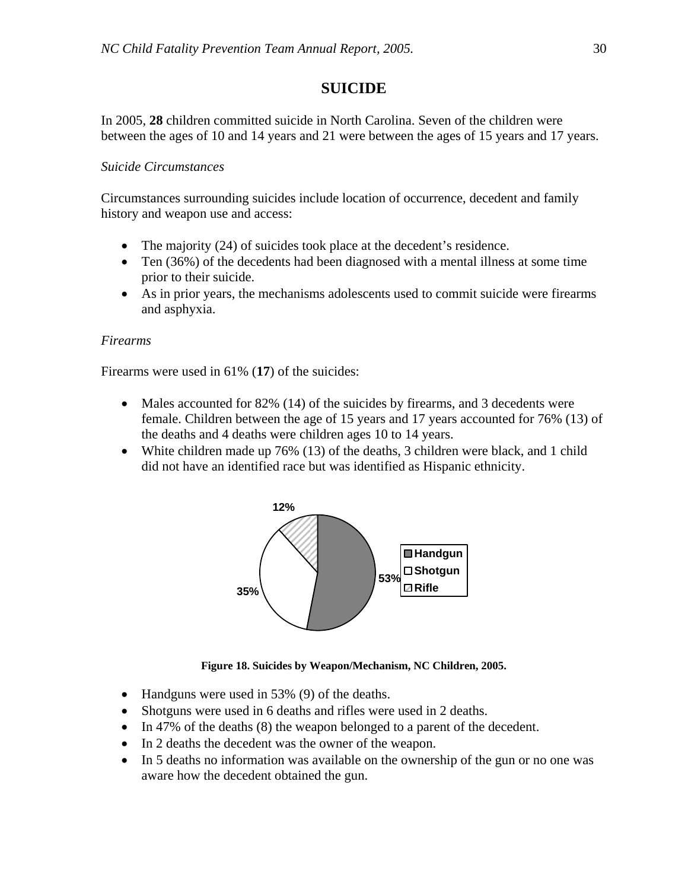# SUICIDE

In 2005, **28** children committed suicide in North Carolina. Seven of the children were between the ages of 10 and 14 years and 21 were between the ages of 15 years and 17 years.

*Suicide Circumstances*

Circumstances surrounding suicides include location of occurrence, decedent and family history and weapon use and access:

- The majority (24) of suicides took place at the decedent's residence.
- Ten (36%) of the decedents had been diagnosed with a mental illness at some time prior to their suicide.
- As in prior years, the mechanisms adolescents used to commit suicide were firearms and asphyxia.

*Firearms*

Firearms were used in 61% (**17**) of the suicides:

- Males accounted for 82% (14) of the suicides by firearms, and 3 decedents were female. Children between the age of 15 years and 17 years accounted for 76% (13) of the deaths and 4 deaths were children ages 10 to 14 years.
- White children made up 76% (13) of the deaths, 3 children were black, and 1 child did not have an identified race but was identified as Hispanic ethnicity.

| Weapon | Percent |
|---|---|
| Handgun | 53% |
| Shotgun | 35% |
| Rifle | 12% |

**Figure 18. Suicides by Weapon/Mechanism, NC Children, 2005.**

- Handguns were used in 53% (9) of the deaths.
- Shotguns were used in 6 deaths and rifles were used in 2 deaths.
- In 47% of the deaths (8) the weapon belonged to a parent of the decedent.
- In 2 deaths the decedent was the owner of the weapon.
- In 5 deaths no information was available on the ownership of the gun or no one was aware how the decedent obtained the gun.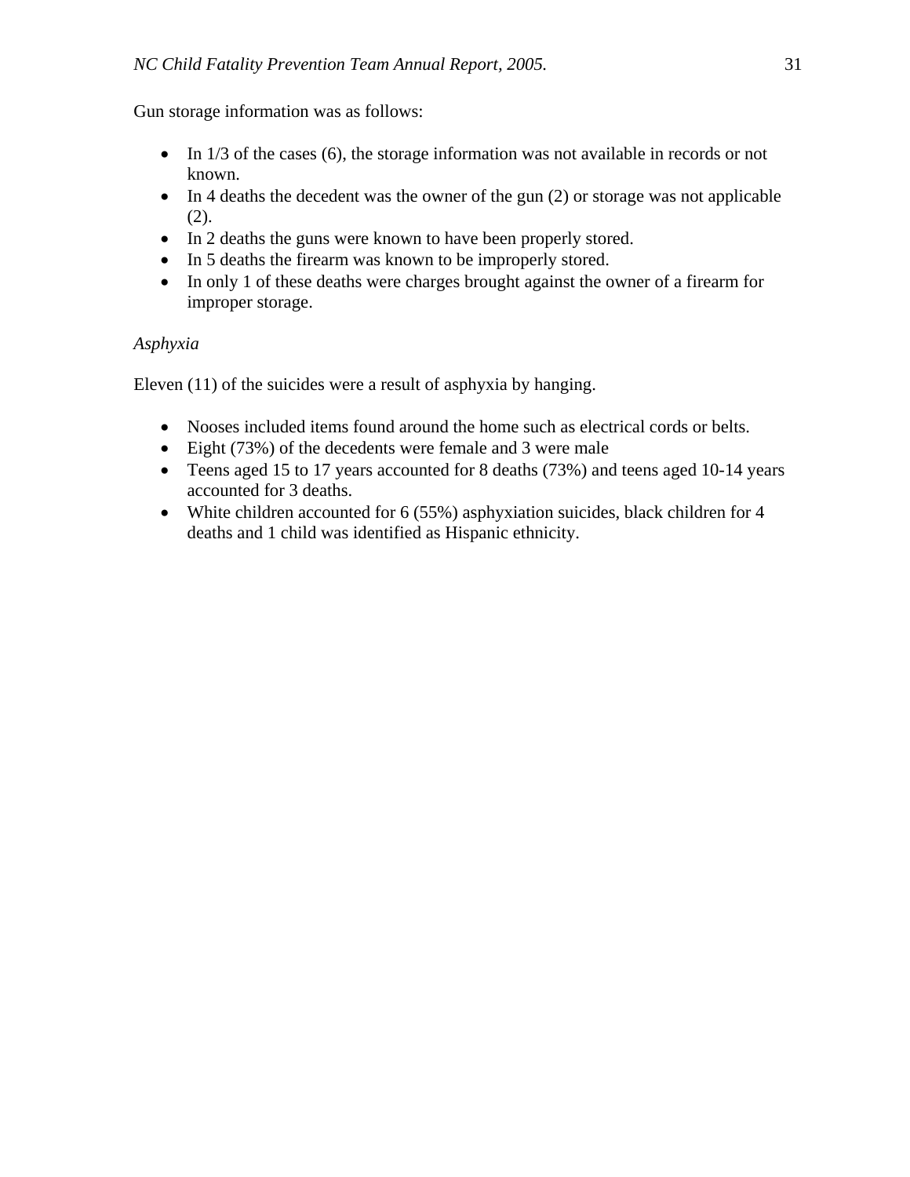Gun storage information was as follows:

- In 1/3 of the cases (6), the storage information was not available in records or not known.
- In 4 deaths the decedent was the owner of the gun (2) or storage was not applicable (2).
- In 2 deaths the guns were known to have been properly stored.
- In 5 deaths the firearm was known to be improperly stored.
- In only 1 of these deaths were charges brought against the owner of a firearm for improper storage.

*Asphyxia*

Eleven (11) of the suicides were a result of asphyxia by hanging.

- Nooses included items found around the home such as electrical cords or belts.
- Eight (73%) of the decedents were female and 3 were male
- Teens aged 15 to 17 years accounted for 8 deaths (73%) and teens aged 10-14 years accounted for 3 deaths.
- White children accounted for 6 (55%) asphyxiation suicides, black children for 4 deaths and 1 child was identified as Hispanic ethnicity.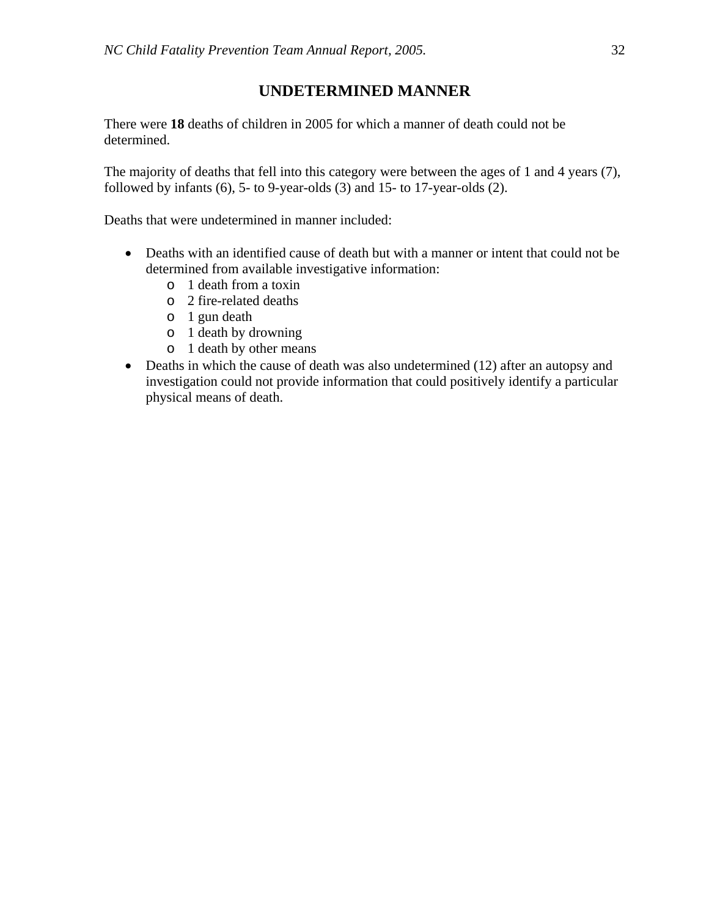# UNDETERMINED MANNER

There were **18** deaths of children in 2005 for which a manner of death could not be determined.

The majority of deaths that fell into this category were between the ages of 1 and 4 years (7), followed by infants (6), 5- to 9-year-olds (3) and 15- to 17-year-olds (2).

Deaths that were undetermined in manner included:

- Deaths with an identified cause of death but with a manner or intent that could not be determined from available investigative information:
  - 1 death from a toxin
  - 2 fire-related deaths
  - 1 gun death
  - 1 death by drowning
  - 1 death by other means
- Deaths in which the cause of death was also undetermined (12) after an autopsy and investigation could not provide information that could positively identify a particular physical means of death.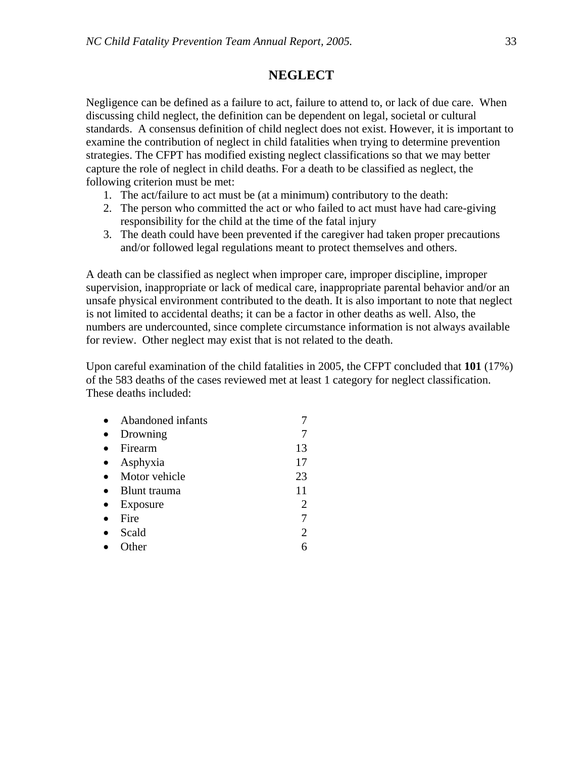# NEGLECT

Negligence can be defined as a failure to act, failure to attend to, or lack of due care. When discussing child neglect, the definition can be dependent on legal, societal or cultural standards. A consensus definition of child neglect does not exist. However, it is important to examine the contribution of neglect in child fatalities when trying to determine prevention strategies. The CFPT has modified existing neglect classifications so that we may better capture the role of neglect in child deaths. For a death to be classified as neglect, the following criterion must be met:

1. The act/failure to act must be (at a minimum) contributory to the death:
2. The person who committed the act or who failed to act must have had care-giving responsibility for the child at the time of the fatal injury
3. The death could have been prevented if the caregiver had taken proper precautions and/or followed legal regulations meant to protect themselves and others.

A death can be classified as neglect when improper care, improper discipline, improper supervision, inappropriate or lack of medical care, inappropriate parental behavior and/or an unsafe physical environment contributed to the death. It is also important to note that neglect is not limited to accidental deaths; it can be a factor in other deaths as well. Also, the numbers are undercounted, since complete circumstance information is not always available for review. Other neglect may exist that is not related to the death.

Upon careful examination of the child fatalities in 2005, the CFPT concluded that **101** (17%) of the 583 deaths of the cases reviewed met at least 1 category for neglect classification. These deaths included:

- Abandoned infants 7
- Drowning 7
- Firearm 13
- Asphyxia 17
- Motor vehicle 23
- Blunt trauma 11
- Exposure 2
- Fire 7
- Scald 2
- Other 6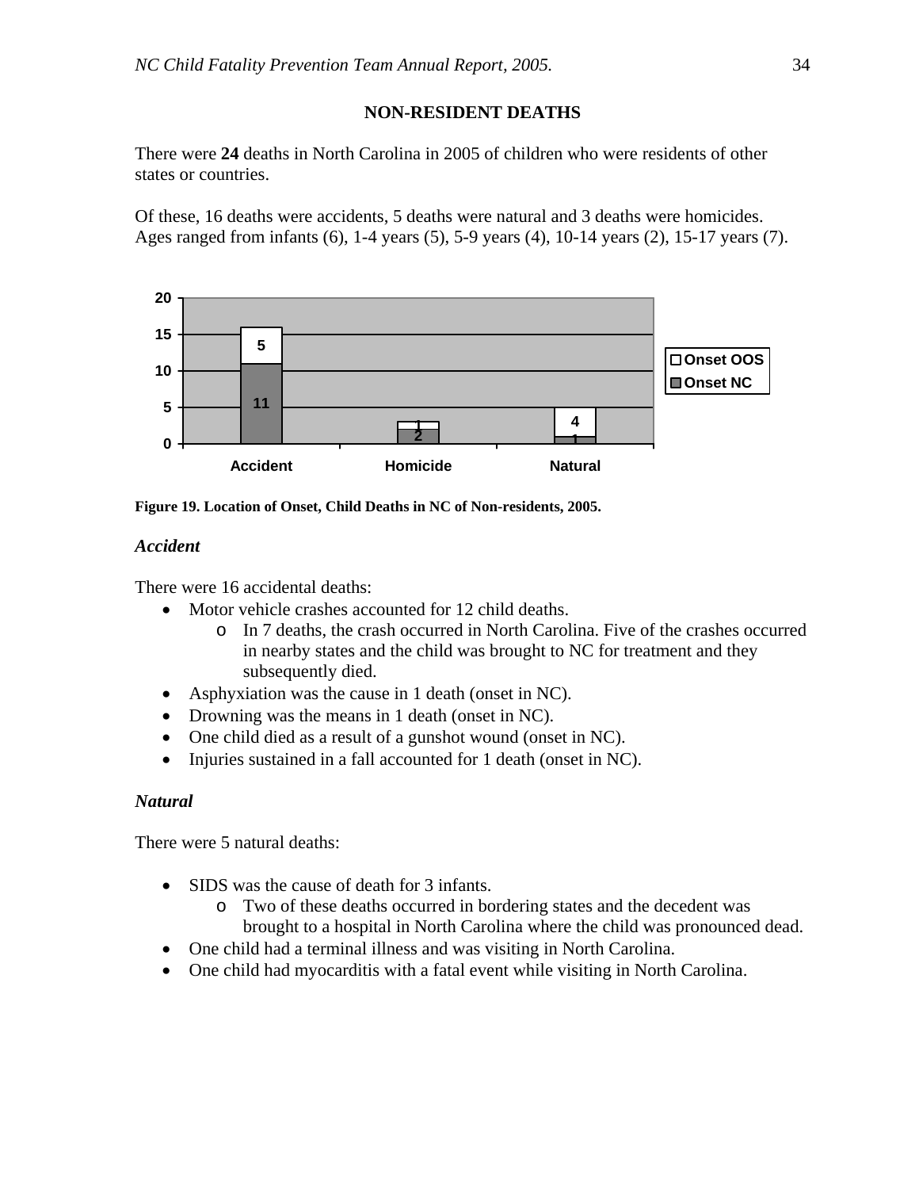## NON-RESIDENT DEATHS

There were **24** deaths in North Carolina in 2005 of children who were residents of other states or countries.

Of these, 16 deaths were accidents, 5 deaths were natural and 3 deaths were homicides. Ages ranged from infants (6), 1-4 years (5), 5-9 years (4), 10-14 years (2), 15-17 years (7).

| | Accident | Homicide | Natural |
|---|---|---|---|
| Onset NC | 11 | 2 | 1 |
| Onset OOS | 5 | 1 | 4 |

**Figure 19. Location of Onset, Child Deaths in NC of Non-residents, 2005.**

### *Accident*

There were 16 accidental deaths:

- Motor vehicle crashes accounted for 12 child deaths.
  - In 7 deaths, the crash occurred in North Carolina. Five of the crashes occurred in nearby states and the child was brought to NC for treatment and they subsequently died.
- Asphyxiation was the cause in 1 death (onset in NC).
- Drowning was the means in 1 death (onset in NC).
- One child died as a result of a gunshot wound (onset in NC).
- Injuries sustained in a fall accounted for 1 death (onset in NC).

### *Natural*

There were 5 natural deaths:

- SIDS was the cause of death for 3 infants.
  - Two of these deaths occurred in bordering states and the decedent was brought to a hospital in North Carolina where the child was pronounced dead.
- One child had a terminal illness and was visiting in North Carolina.
- One child had myocarditis with a fatal event while visiting in North Carolina.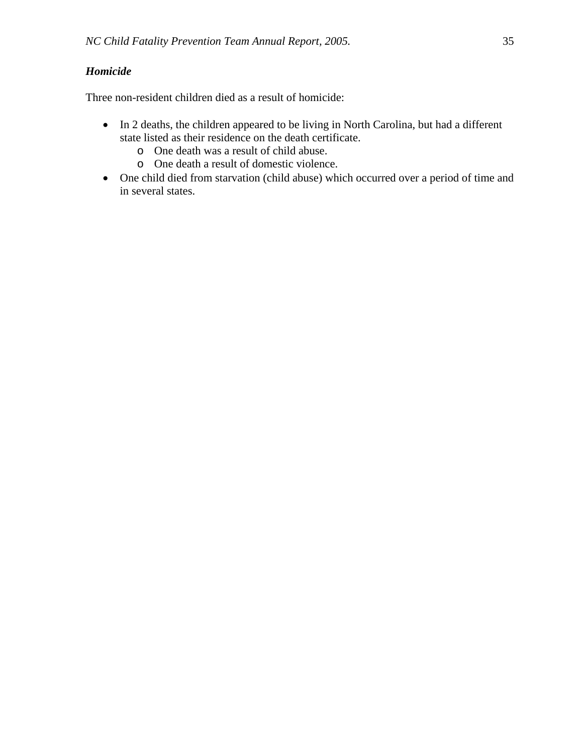### *Homicide*

Three non-resident children died as a result of homicide:

- In 2 deaths, the children appeared to be living in North Carolina, but had a different state listed as their residence on the death certificate.
  - One death was a result of child abuse.
  - One death a result of domestic violence.
- One child died from starvation (child abuse) which occurred over a period of time and in several states.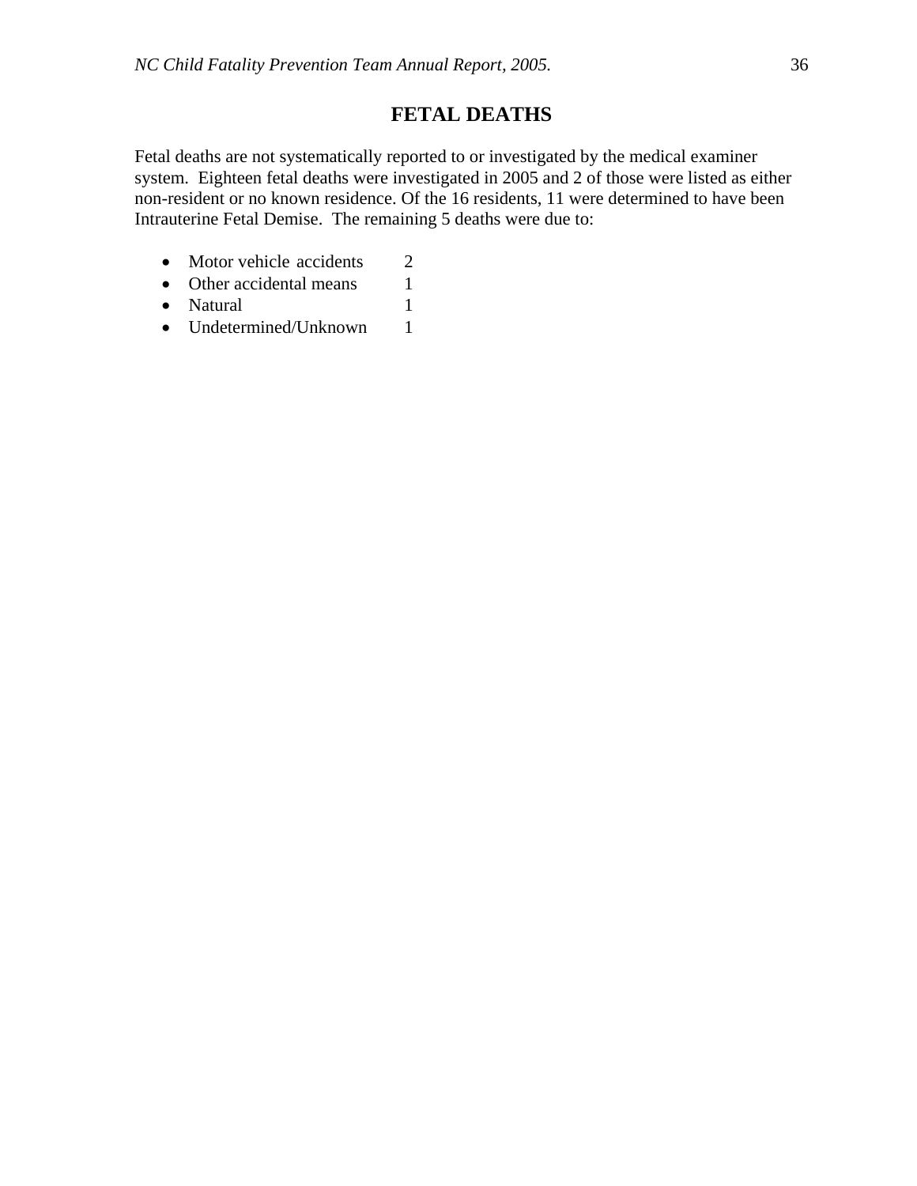## FETAL DEATHS

Fetal deaths are not systematically reported to or investigated by the medical examiner system. Eighteen fetal deaths were investigated in 2005 and 2 of those were listed as either non-resident or no known residence. Of the 16 residents, 11 were determined to have been Intrauterine Fetal Demise. The remaining 5 deaths were due to:

- Motor vehicle accidents 2
- Other accidental means 1
- Natural 1
- Undetermined/Unknown 1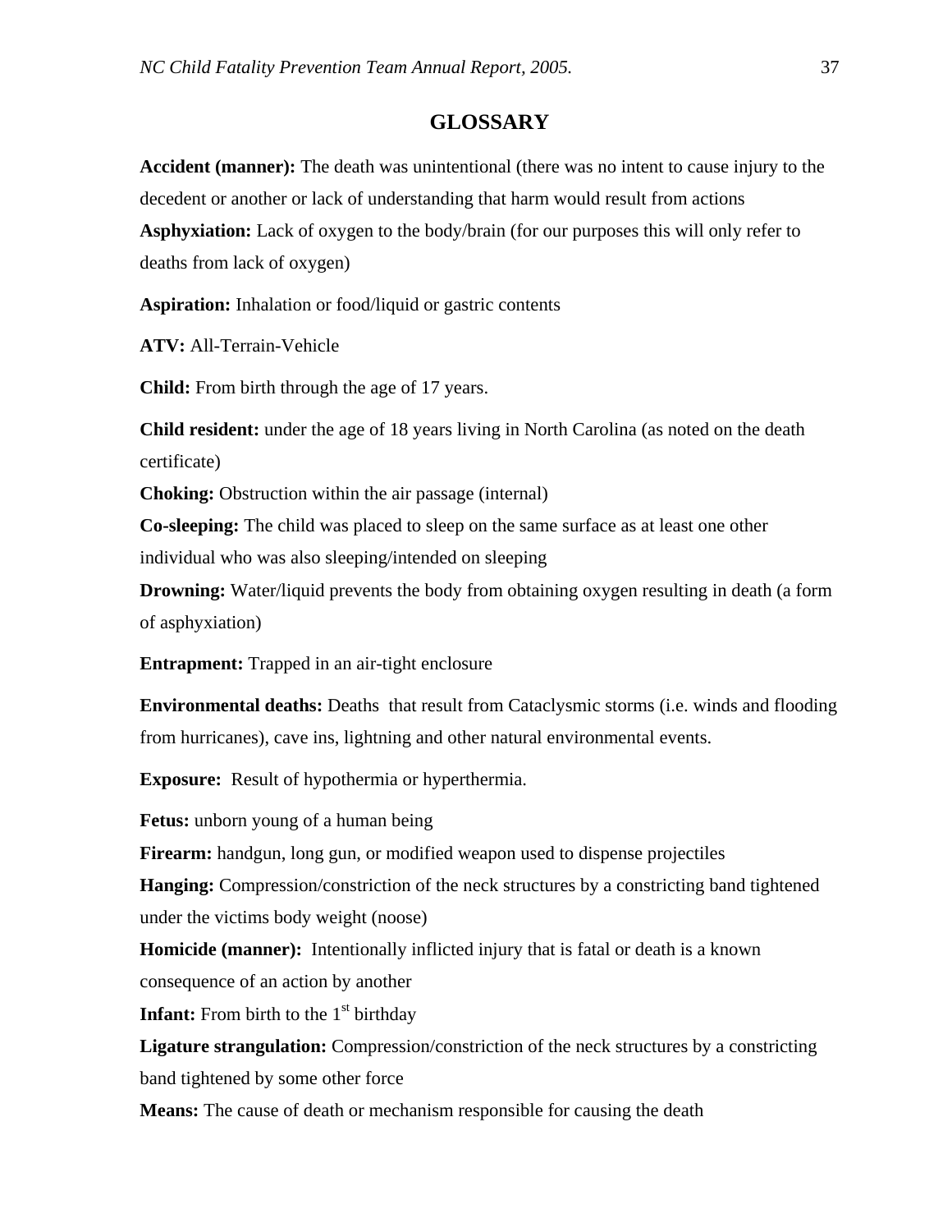# GLOSSARY

**Accident (manner):** The death was unintentional (there was no intent to cause injury to the decedent or another or lack of understanding that harm would result from actions

**Asphyxiation:** Lack of oxygen to the body/brain (for our purposes this will only refer to deaths from lack of oxygen)

**Aspiration:** Inhalation or food/liquid or gastric contents

**ATV:** All-Terrain-Vehicle

**Child:** From birth through the age of 17 years.

**Child resident:** under the age of 18 years living in North Carolina (as noted on the death certificate)

**Choking:** Obstruction within the air passage (internal)

**Co-sleeping:** The child was placed to sleep on the same surface as at least one other individual who was also sleeping/intended on sleeping

**Drowning:** Water/liquid prevents the body from obtaining oxygen resulting in death (a form of asphyxiation)

**Entrapment:** Trapped in an air-tight enclosure

**Environmental deaths:** Deaths that result from Cataclysmic storms (i.e. winds and flooding from hurricanes), cave ins, lightning and other natural environmental events.

**Exposure:** Result of hypothermia or hyperthermia.

**Fetus:** unborn young of a human being

**Firearm:** handgun, long gun, or modified weapon used to dispense projectiles

**Hanging:** Compression/constriction of the neck structures by a constricting band tightened under the victims body weight (noose)

**Homicide (manner):** Intentionally inflicted injury that is fatal or death is a known consequence of an action by another

**Infant:** From birth to the 1st birthday

**Ligature strangulation:** Compression/constriction of the neck structures by a constricting band tightened by some other force

**Means:** The cause of death or mechanism responsible for causing the death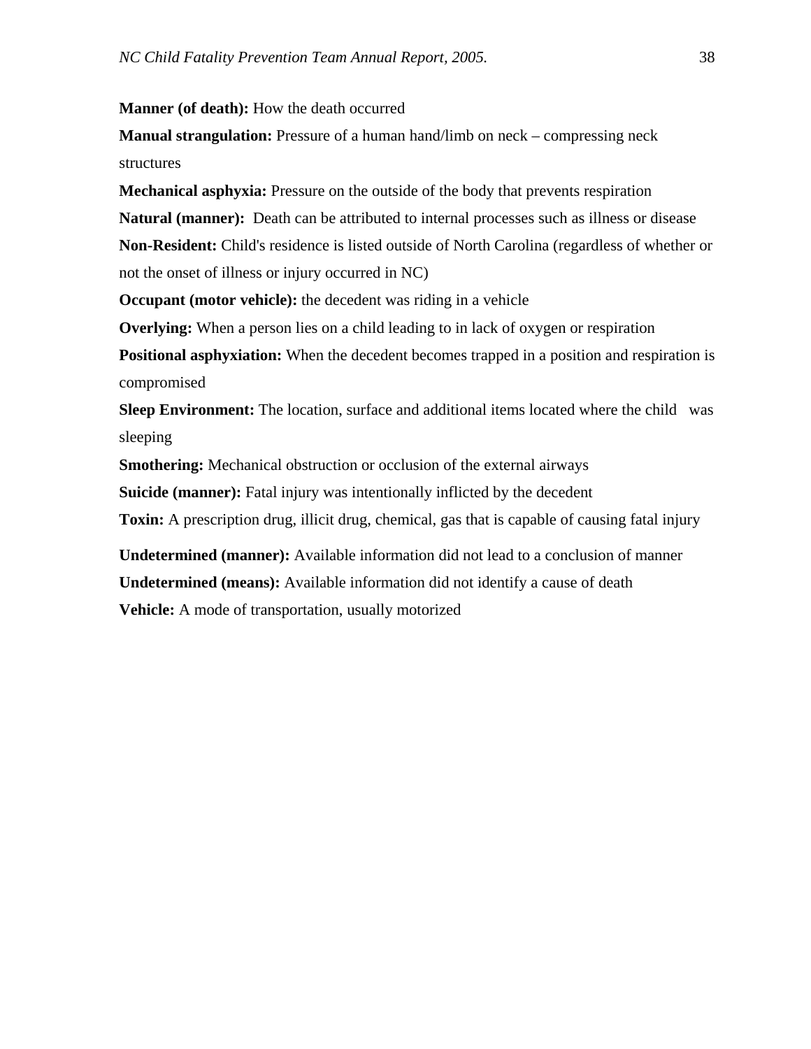**Manner (of death):** How the death occurred

**Manual strangulation:** Pressure of a human hand/limb on neck – compressing neck structures

**Mechanical asphyxia:** Pressure on the outside of the body that prevents respiration

**Natural (manner):** Death can be attributed to internal processes such as illness or disease

**Non-Resident:** Child's residence is listed outside of North Carolina (regardless of whether or not the onset of illness or injury occurred in NC)

**Occupant (motor vehicle):** the decedent was riding in a vehicle

**Overlying:** When a person lies on a child leading to in lack of oxygen or respiration

**Positional asphyxiation:** When the decedent becomes trapped in a position and respiration is compromised

**Sleep Environment:** The location, surface and additional items located where the child was sleeping

**Smothering:** Mechanical obstruction or occlusion of the external airways

**Suicide (manner):** Fatal injury was intentionally inflicted by the decedent

**Toxin:** A prescription drug, illicit drug, chemical, gas that is capable of causing fatal injury

**Undetermined (manner):** Available information did not lead to a conclusion of manner

**Undetermined (means):** Available information did not identify a cause of death

**Vehicle:** A mode of transportation, usually motorized